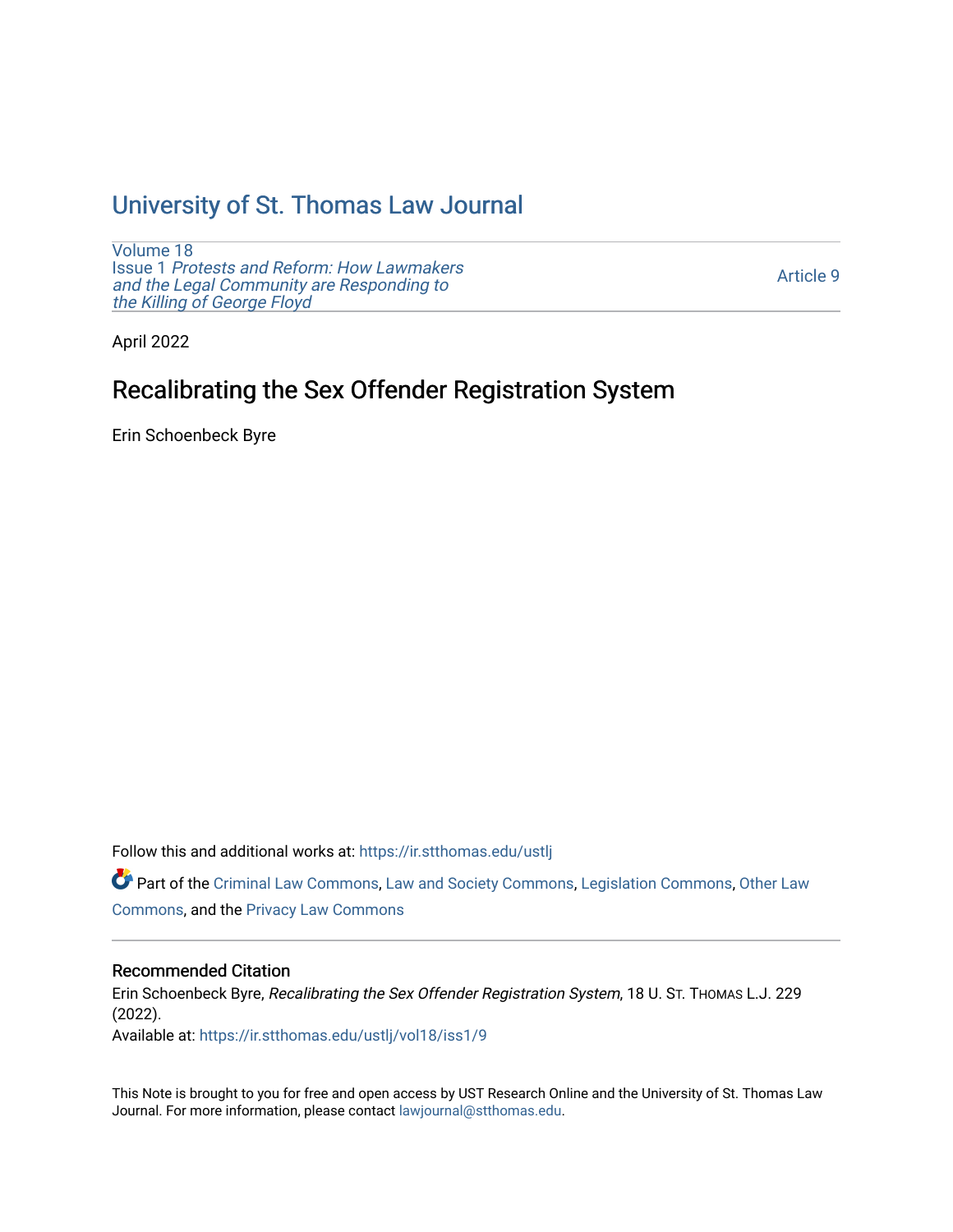# University of St. Thomas Law Journal

Volume 18
Issue 1 *Protests and Reform: How Lawmakers and the Legal Community are Responding to the Killing of George Floyd*

Article 9

April 2022

## Recalibrating the Sex Offender Registration System

Erin Schoenbeck Byre

Follow this and additional works at: https://ir.stthomas.edu/ustlj

Part of the Criminal Law Commons, Law and Society Commons, Legislation Commons, Other Law Commons, and the Privacy Law Commons

### Recommended Citation

Erin Schoenbeck Byre, *Recalibrating the Sex Offender Registration System*, 18 U. St. Thomas L.J. 229 (2022).
Available at: https://ir.stthomas.edu/ustlj/vol18/iss1/9

This Note is brought to you for free and open access by UST Research Online and the University of St. Thomas Law Journal. For more information, please contact lawjournal@stthomas.edu.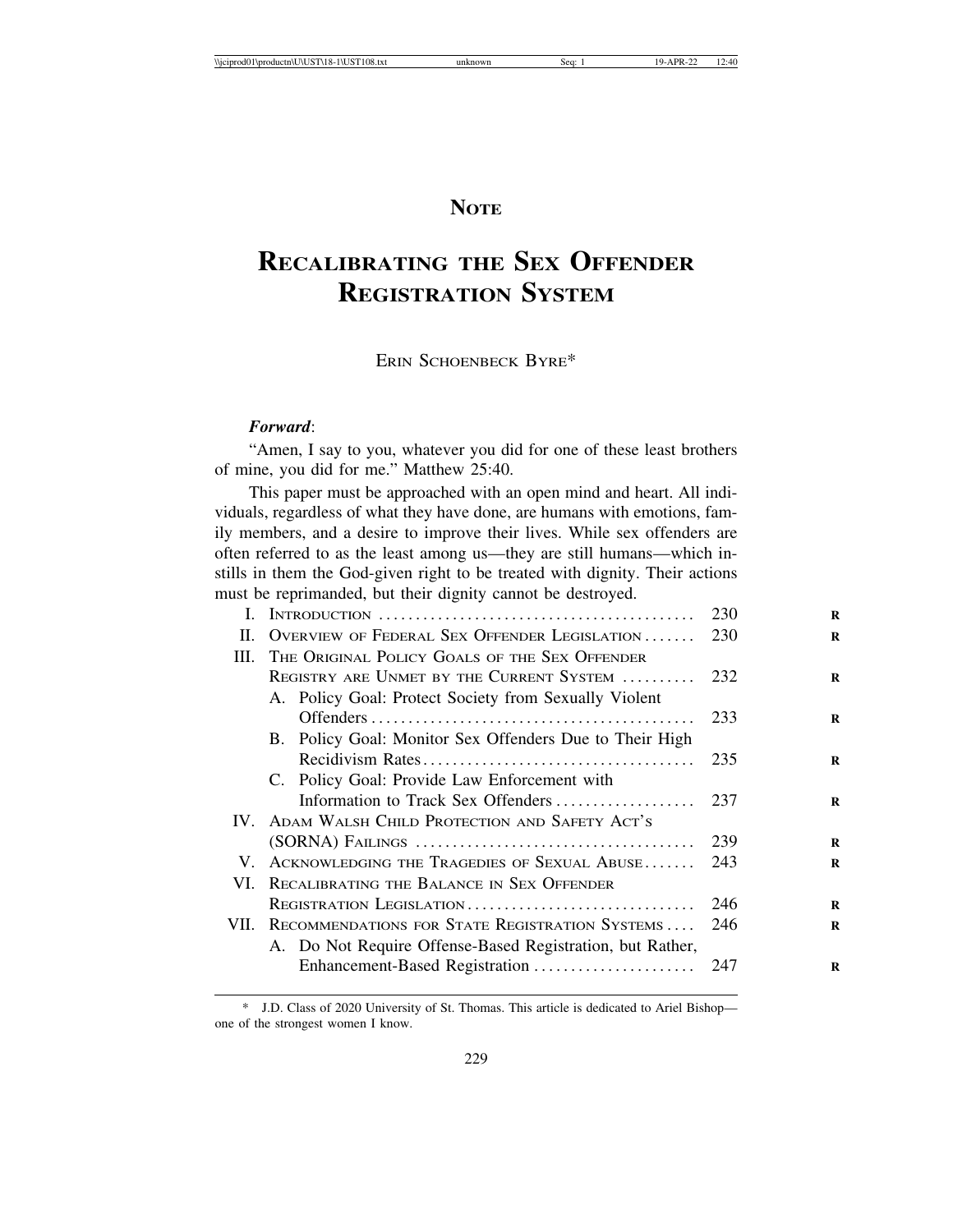## NOTE

# RECALIBRATING THE SEX OFFENDER REGISTRATION SYSTEM

ERIN SCHOENBECK BYRE*

***Forward***:

"Amen, I say to you, whatever you did for one of these least brothers of mine, you did for me." Matthew 25:40.

This paper must be approached with an open mind and heart. All individuals, regardless of what they have done, are humans with emotions, family members, and a desire to improve their lives. While sex offenders are often referred to as the least among us—they are still humans—which instills in them the God-given right to be treated with dignity. Their actions must be reprimanded, but their dignity cannot be destroyed.

| | | |
|---|---|---|
| I. | INTRODUCTION | 230 |
| II. | OVERVIEW OF FEDERAL SEX OFFENDER LEGISLATION | 230 |
| III. | THE ORIGINAL POLICY GOALS OF THE SEX OFFENDER REGISTRY ARE UNMET BY THE CURRENT SYSTEM | 232 |
| | A. Policy Goal: Protect Society from Sexually Violent Offenders | 233 |
| | B. Policy Goal: Monitor Sex Offenders Due to Their High Recidivism Rates | 235 |
| | C. Policy Goal: Provide Law Enforcement with Information to Track Sex Offenders | 237 |
| IV. | ADAM WALSH CHILD PROTECTION AND SAFETY ACT'S (SORNA) FAILINGS | 239 |
| V. | ACKNOWLEDGING THE TRAGEDIES OF SEXUAL ABUSE | 243 |
| VI. | RECALIBRATING THE BALANCE IN SEX OFFENDER REGISTRATION LEGISLATION | 246 |
| VII. | RECOMMENDATIONS FOR STATE REGISTRATION SYSTEMS | 246 |
| | A. Do Not Require Offense-Based Registration, but Rather, Enhancement-Based Registration | 247 |

\* J.D. Class of 2020 University of St. Thomas. This article is dedicated to Ariel Bishop—one of the strongest women I know.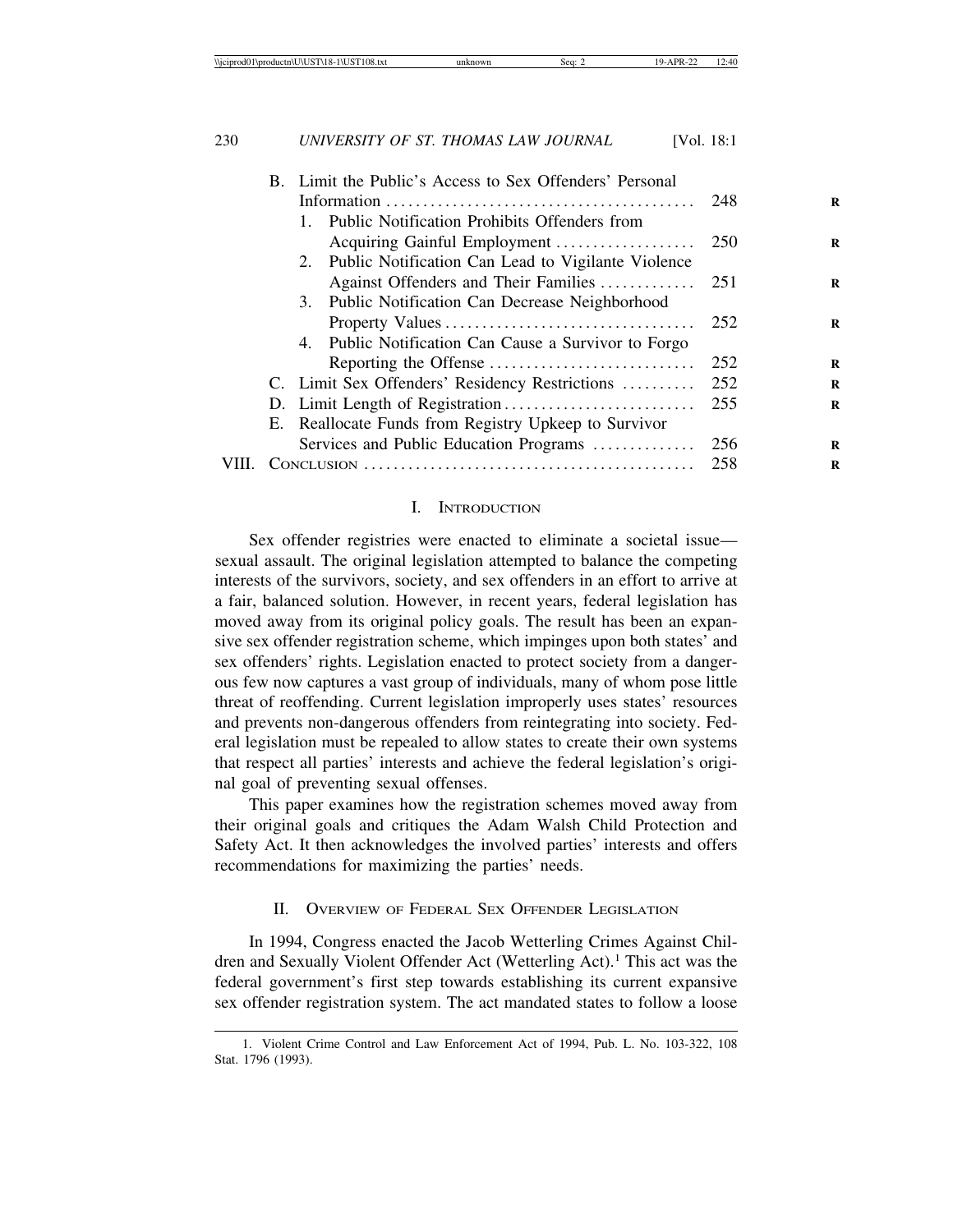B. Limit the Public's Access to Sex Offenders' Personal Information . . . . . . . . . . . . . . . . . . . . . . . . . . . . . . . . . . . . . . . . . . 248
   1. Public Notification Prohibits Offenders from Acquiring Gainful Employment . . . . . . . . . . . . . . . . . . . 250
   2. Public Notification Can Lead to Vigilante Violence Against Offenders and Their Families . . . . . . . . . . . . . 251
   3. Public Notification Can Decrease Neighborhood Property Values . . . . . . . . . . . . . . . . . . . . . . . . . . . . . . . . . 252
   4. Public Notification Can Cause a Survivor to Forgo Reporting the Offense . . . . . . . . . . . . . . . . . . . . . . . . . . . 252

C. Limit Sex Offenders' Residency Restrictions . . . . . . . . . . 252

D. Limit Length of Registration . . . . . . . . . . . . . . . . . . . . . . . . . . 255

E. Reallocate Funds from Registry Upkeep to Survivor Services and Public Education Programs . . . . . . . . . . . . . . 256

VIII. CONCLUSION . . . . . . . . . . . . . . . . . . . . . . . . . . . . . . . . . . . . . . . . . . . . 258

## I. INTRODUCTION

Sex offender registries were enacted to eliminate a societal issue—sexual assault. The original legislation attempted to balance the competing interests of the survivors, society, and sex offenders in an effort to arrive at a fair, balanced solution. However, in recent years, federal legislation has moved away from its original policy goals. The result has been an expansive sex offender registration scheme, which impinges upon both states' and sex offenders' rights. Legislation enacted to protect society from a dangerous few now captures a vast group of individuals, many of whom pose little threat of reoffending. Current legislation improperly uses states' resources and prevents non-dangerous offenders from reintegrating into society. Federal legislation must be repealed to allow states to create their own systems that respect all parties' interests and achieve the federal legislation's original goal of preventing sexual offenses.

This paper examines how the registration schemes moved away from their original goals and critiques the Adam Walsh Child Protection and Safety Act. It then acknowledges the involved parties' interests and offers recommendations for maximizing the parties' needs.

## II. OVERVIEW OF FEDERAL SEX OFFENDER LEGISLATION

In 1994, Congress enacted the Jacob Wetterling Crimes Against Children and Sexually Violent Offender Act (Wetterling Act).[1] This act was the federal government's first step towards establishing its current expansive sex offender registration system. The act mandated states to follow a loose

1. Violent Crime Control and Law Enforcement Act of 1994, Pub. L. No. 103-322, 108 Stat. 1796 (1993).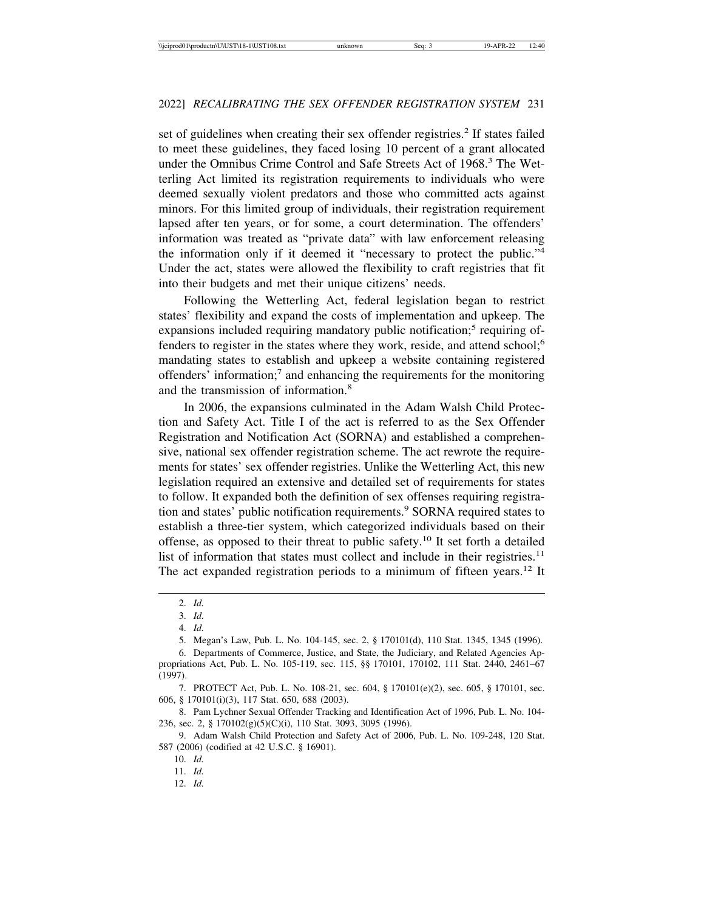set of guidelines when creating their sex offender registries.[2] If states failed to meet these guidelines, they faced losing 10 percent of a grant allocated under the Omnibus Crime Control and Safe Streets Act of 1968.[3] The Wetterling Act limited its registration requirements to individuals who were deemed sexually violent predators and those who committed acts against minors. For this limited group of individuals, their registration requirement lapsed after ten years, or for some, a court determination. The offenders' information was treated as "private data" with law enforcement releasing the information only if it deemed it "necessary to protect the public."[4] Under the act, states were allowed the flexibility to craft registries that fit into their budgets and met their unique citizens' needs.

Following the Wetterling Act, federal legislation began to restrict states' flexibility and expand the costs of implementation and upkeep. The expansions included requiring mandatory public notification;[5] requiring offenders to register in the states where they work, reside, and attend school;[6] mandating states to establish and upkeep a website containing registered offenders' information;[7] and enhancing the requirements for the monitoring and the transmission of information.[8]

In 2006, the expansions culminated in the Adam Walsh Child Protection and Safety Act. Title I of the act is referred to as the Sex Offender Registration and Notification Act (SORNA) and established a comprehensive, national sex offender registration scheme. The act rewrote the requirements for states' sex offender registries. Unlike the Wetterling Act, this new legislation required an extensive and detailed set of requirements for states to follow. It expanded both the definition of sex offenses requiring registration and states' public notification requirements.[9] SORNA required states to establish a three-tier system, which categorized individuals based on their offense, as opposed to their threat to public safety.[10] It set forth a detailed list of information that states must collect and include in their registries.[11] The act expanded registration periods to a minimum of fifteen years.[12] It

---

2. *Id.*

3. *Id.*

4. *Id.*

5. Megan's Law, Pub. L. No. 104-145, sec. 2, § 170101(d), 110 Stat. 1345, 1345 (1996).

6. Departments of Commerce, Justice, and State, the Judiciary, and Related Agencies Appropriations Act, Pub. L. No. 105-119, sec. 115, §§ 170101, 170102, 111 Stat. 2440, 2461–67 (1997).

7. PROTECT Act, Pub. L. No. 108-21, sec. 604, § 170101(e)(2), sec. 605, § 170101, sec. 606, § 170101(i)(3), 117 Stat. 650, 688 (2003).

8. Pam Lychner Sexual Offender Tracking and Identification Act of 1996, Pub. L. No. 104-236, sec. 2, § 170102(g)(5)(C)(i), 110 Stat. 3093, 3095 (1996).

9. Adam Walsh Child Protection and Safety Act of 2006, Pub. L. No. 109-248, 120 Stat. 587 (2006) (codified at 42 U.S.C. § 16901).

10. *Id.*

11. *Id.*

12. *Id.*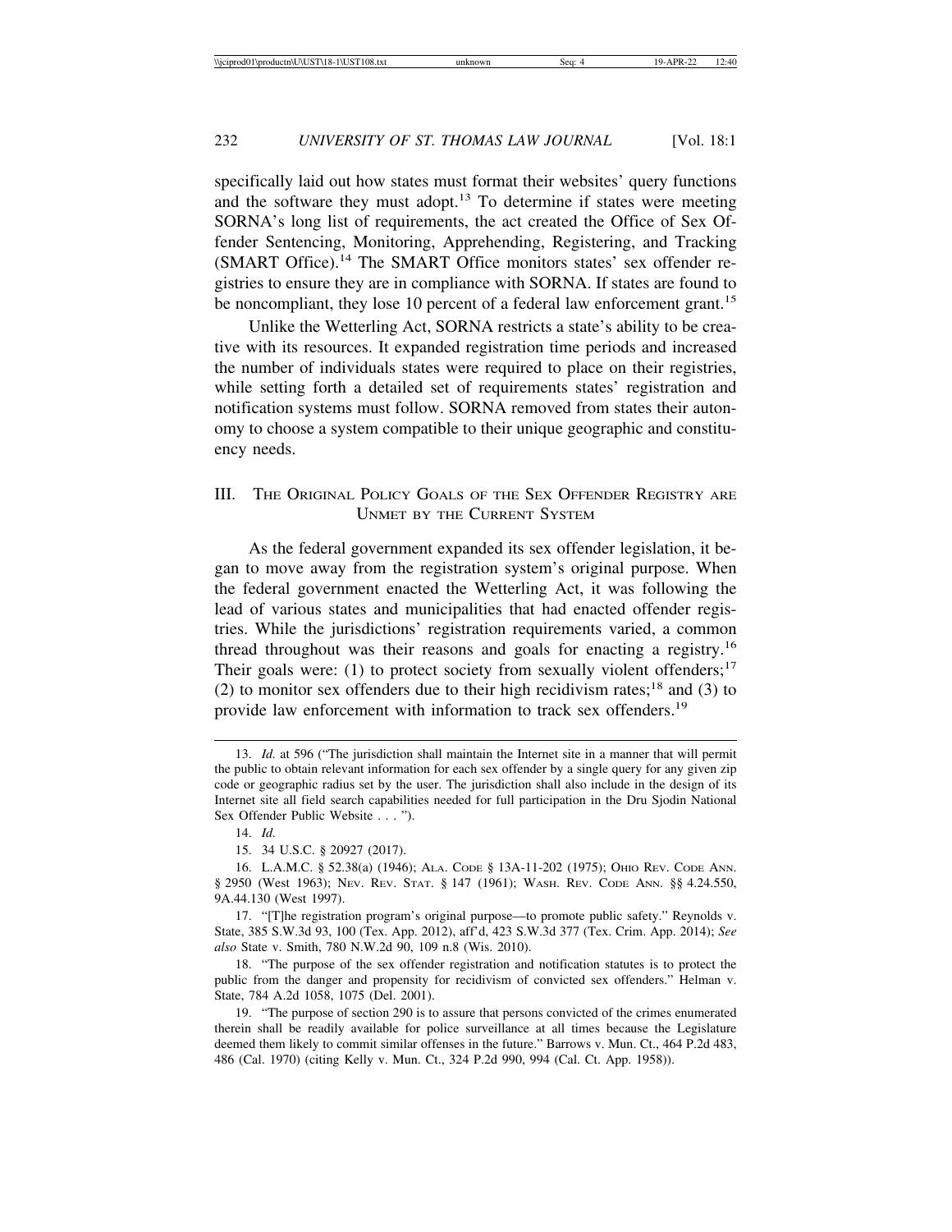specifically laid out how states must format their websites' query functions and the software they must adopt.[13] To determine if states were meeting SORNA's long list of requirements, the act created the Office of Sex Offender Sentencing, Monitoring, Apprehending, Registering, and Tracking (SMART Office).[14] The SMART Office monitors states' sex offender registries to ensure they are in compliance with SORNA. If states are found to be noncompliant, they lose 10 percent of a federal law enforcement grant.[15]

Unlike the Wetterling Act, SORNA restricts a state's ability to be creative with its resources. It expanded registration time periods and increased the number of individuals states were required to place on their registries, while setting forth a detailed set of requirements states' registration and notification systems must follow. SORNA removed from states their autonomy to choose a system compatible to their unique geographic and constituency needs.

## III. The Original Policy Goals of the Sex Offender Registry are Unmet by the Current System

As the federal government expanded its sex offender legislation, it began to move away from the registration system's original purpose. When the federal government enacted the Wetterling Act, it was following the lead of various states and municipalities that had enacted offender registries. While the jurisdictions' registration requirements varied, a common thread throughout was their reasons and goals for enacting a registry.[16] Their goals were: (1) to protect society from sexually violent offenders;[17] (2) to monitor sex offenders due to their high recidivism rates;[18] and (3) to provide law enforcement with information to track sex offenders.[19]

---

13. *Id.* at 596 ("The jurisdiction shall maintain the Internet site in a manner that will permit the public to obtain relevant information for each sex offender by a single query for any given zip code or geographic radius set by the user. The jurisdiction shall also include in the design of its Internet site all field search capabilities needed for full participation in the Dru Sjodin National Sex Offender Public Website . . . ").

14. *Id.*

15. 34 U.S.C. § 20927 (2017).

16. L.A.M.C. § 52.38(a) (1946); Ala. Code § 13A-11-202 (1975); Ohio Rev. Code Ann. § 2950 (West 1963); Nev. Rev. Stat. § 147 (1961); Wash. Rev. Code Ann. §§ 4.24.550, 9A.44.130 (West 1997).

17. "[T]he registration program's original purpose—to promote public safety." Reynolds v. State, 385 S.W.3d 93, 100 (Tex. App. 2012), aff'd, 423 S.W.3d 377 (Tex. Crim. App. 2014); *See also* State v. Smith, 780 N.W.2d 90, 109 n.8 (Wis. 2010).

18. "The purpose of the sex offender registration and notification statutes is to protect the public from the danger and propensity for recidivism of convicted sex offenders." Helman v. State, 784 A.2d 1058, 1075 (Del. 2001).

19. "The purpose of section 290 is to assure that persons convicted of the crimes enumerated therein shall be readily available for police surveillance at all times because the Legislature deemed them likely to commit similar offenses in the future." Barrows v. Mun. Ct., 464 P.2d 483, 486 (Cal. 1970) (citing Kelly v. Mun. Ct., 324 P.2d 990, 994 (Cal. Ct. App. 1958)).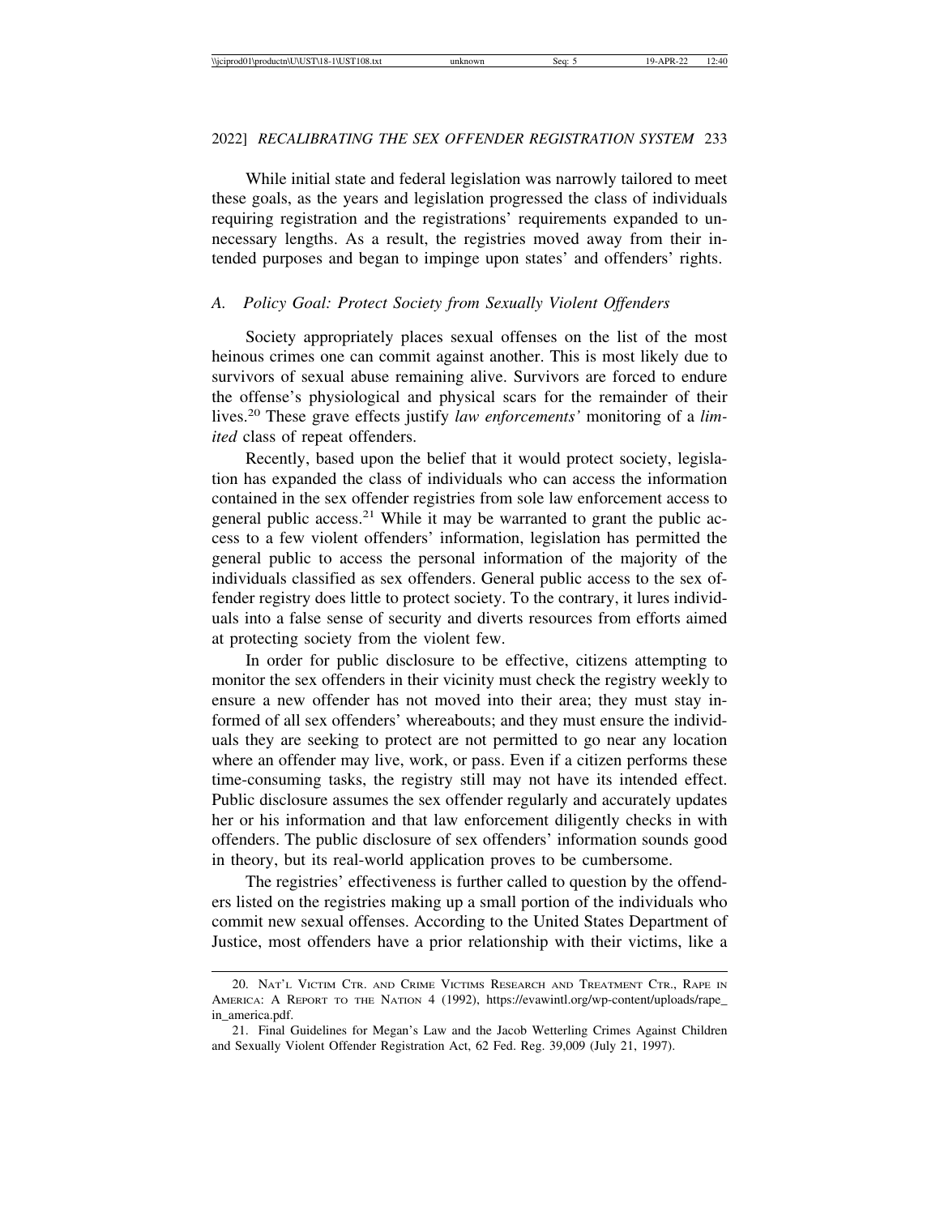While initial state and federal legislation was narrowly tailored to meet these goals, as the years and legislation progressed the class of individuals requiring registration and the registrations' requirements expanded to unnecessary lengths. As a result, the registries moved away from their intended purposes and began to impinge upon states' and offenders' rights.

### A. *Policy Goal: Protect Society from Sexually Violent Offenders*

Society appropriately places sexual offenses on the list of the most heinous crimes one can commit against another. This is most likely due to survivors of sexual abuse remaining alive. Survivors are forced to endure the offense's physiological and physical scars for the remainder of their lives.[20] These grave effects justify *law enforcements'* monitoring of a *limited* class of repeat offenders.

Recently, based upon the belief that it would protect society, legislation has expanded the class of individuals who can access the information contained in the sex offender registries from sole law enforcement access to general public access.[21] While it may be warranted to grant the public access to a few violent offenders' information, legislation has permitted the general public to access the personal information of the majority of the individuals classified as sex offenders. General public access to the sex offender registry does little to protect society. To the contrary, it lures individuals into a false sense of security and diverts resources from efforts aimed at protecting society from the violent few.

In order for public disclosure to be effective, citizens attempting to monitor the sex offenders in their vicinity must check the registry weekly to ensure a new offender has not moved into their area; they must stay informed of all sex offenders' whereabouts; and they must ensure the individuals they are seeking to protect are not permitted to go near any location where an offender may live, work, or pass. Even if a citizen performs these time-consuming tasks, the registry still may not have its intended effect. Public disclosure assumes the sex offender regularly and accurately updates her or his information and that law enforcement diligently checks in with offenders. The public disclosure of sex offenders' information sounds good in theory, but its real-world application proves to be cumbersome.

The registries' effectiveness is further called to question by the offenders listed on the registries making up a small portion of the individuals who commit new sexual offenses. According to the United States Department of Justice, most offenders have a prior relationship with their victims, like a

---

20. NAT'L VICTIM CTR. AND CRIME VICTIMS RESEARCH AND TREATMENT CTR., RAPE IN AMERICA: A REPORT TO THE NATION 4 (1992), https://evawintl.org/wp-content/uploads/rape_in_america.pdf.

21. Final Guidelines for Megan's Law and the Jacob Wetterling Crimes Against Children and Sexually Violent Offender Registration Act, 62 Fed. Reg. 39,009 (July 21, 1997).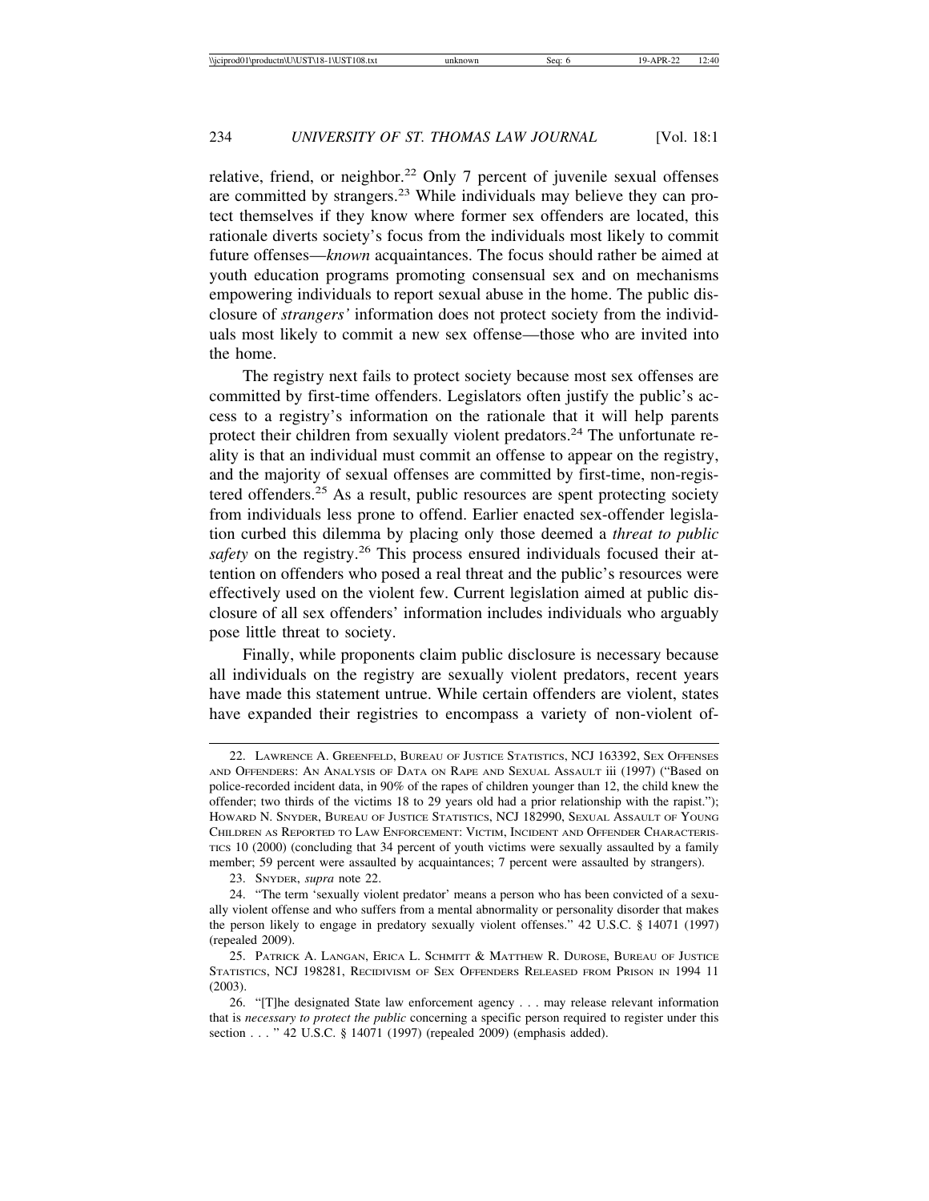relative, friend, or neighbor.[22] Only 7 percent of juvenile sexual offenses are committed by strangers.[23] While individuals may believe they can protect themselves if they know where former sex offenders are located, this rationale diverts society's focus from the individuals most likely to commit future offenses—*known* acquaintances. The focus should rather be aimed at youth education programs promoting consensual sex and on mechanisms empowering individuals to report sexual abuse in the home. The public disclosure of *strangers'* information does not protect society from the individuals most likely to commit a new sex offense—those who are invited into the home.

The registry next fails to protect society because most sex offenses are committed by first-time offenders. Legislators often justify the public's access to a registry's information on the rationale that it will help parents protect their children from sexually violent predators.[24] The unfortunate reality is that an individual must commit an offense to appear on the registry, and the majority of sexual offenses are committed by first-time, non-registered offenders.[25] As a result, public resources are spent protecting society from individuals less prone to offend. Earlier enacted sex-offender legislation curbed this dilemma by placing only those deemed a *threat to public safety* on the registry.[26] This process ensured individuals focused their attention on offenders who posed a real threat and the public's resources were effectively used on the violent few. Current legislation aimed at public disclosure of all sex offenders' information includes individuals who arguably pose little threat to society.

Finally, while proponents claim public disclosure is necessary because all individuals on the registry are sexually violent predators, recent years have made this statement untrue. While certain offenders are violent, states have expanded their registries to encompass a variety of non-violent of-

---

22. Lawrence A. Greenfeld, Bureau of Justice Statistics, NCJ 163392, Sex Offenses and Offenders: An Analysis of Data on Rape and Sexual Assault iii (1997) ("Based on police-recorded incident data, in 90% of the rapes of children younger than 12, the child knew the offender; two thirds of the victims 18 to 29 years old had a prior relationship with the rapist."); Howard N. Snyder, Bureau of Justice Statistics, NCJ 182990, Sexual Assault of Young Children as Reported to Law Enforcement: Victim, Incident and Offender Characteristics 10 (2000) (concluding that 34 percent of youth victims were sexually assaulted by a family member; 59 percent were assaulted by acquaintances; 7 percent were assaulted by strangers).

23. Snyder, *supra* note 22.

24. "The term 'sexually violent predator' means a person who has been convicted of a sexually violent offense and who suffers from a mental abnormality or personality disorder that makes the person likely to engage in predatory sexually violent offenses." 42 U.S.C. § 14071 (1997) (repealed 2009).

25. Patrick A. Langan, Erica L. Schmitt & Matthew R. Durose, Bureau of Justice Statistics, NCJ 198281, Recidivism of Sex Offenders Released from Prison in 1994 11 (2003).

26. "[T]he designated State law enforcement agency . . . may release relevant information that is *necessary to protect the public* concerning a specific person required to register under this section . . . " 42 U.S.C. § 14071 (1997) (repealed 2009) (emphasis added).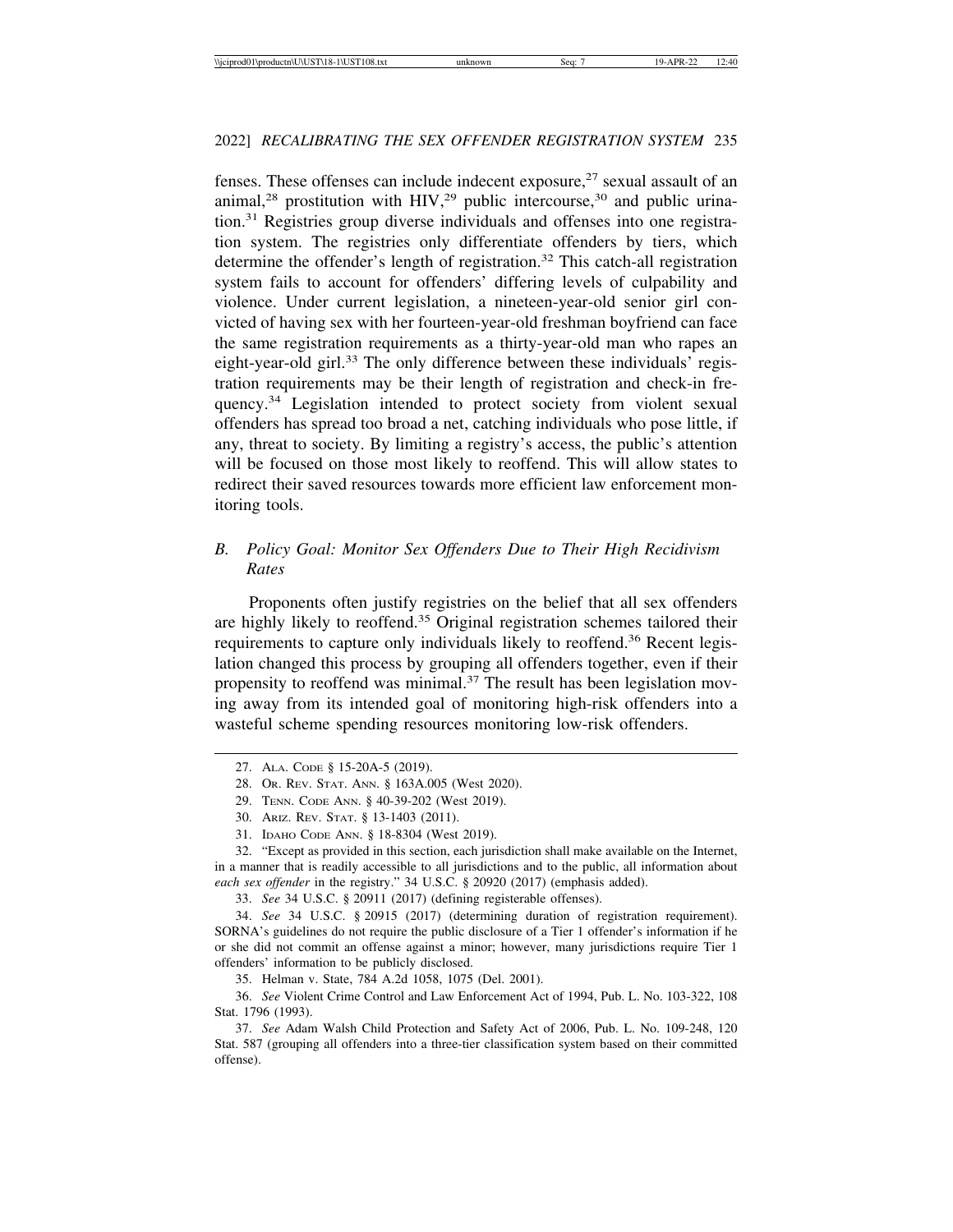fenses. These offenses can include indecent exposure,[27] sexual assault of an animal,[28] prostitution with HIV,[29] public intercourse,[30] and public urination.[31] Registries group diverse individuals and offenses into one registration system. The registries only differentiate offenders by tiers, which determine the offender's length of registration.[32] This catch-all registration system fails to account for offenders' differing levels of culpability and violence. Under current legislation, a nineteen-year-old senior girl convicted of having sex with her fourteen-year-old freshman boyfriend can face the same registration requirements as a thirty-year-old man who rapes an eight-year-old girl.[33] The only difference between these individuals' registration requirements may be their length of registration and check-in frequency.[34] Legislation intended to protect society from violent sexual offenders has spread too broad a net, catching individuals who pose little, if any, threat to society. By limiting a registry's access, the public's attention will be focused on those most likely to reoffend. This will allow states to redirect their saved resources towards more efficient law enforcement monitoring tools.

### *B. Policy Goal: Monitor Sex Offenders Due to Their High Recidivism Rates*

Proponents often justify registries on the belief that all sex offenders are highly likely to reoffend.[35] Original registration schemes tailored their requirements to capture only individuals likely to reoffend.[36] Recent legislation changed this process by grouping all offenders together, even if their propensity to reoffend was minimal.[37] The result has been legislation moving away from its intended goal of monitoring high-risk offenders into a wasteful scheme spending resources monitoring low-risk offenders.

---

27. ALA. CODE § 15-20A-5 (2019).

28. OR. REV. STAT. ANN. § 163A.005 (West 2020).

29. TENN. CODE ANN. § 40-39-202 (West 2019).

30. ARIZ. REV. STAT. § 13-1403 (2011).

31. IDAHO CODE ANN. § 18-8304 (West 2019).

32. "Except as provided in this section, each jurisdiction shall make available on the Internet, in a manner that is readily accessible to all jurisdictions and to the public, all information about *each sex offender* in the registry." 34 U.S.C. § 20920 (2017) (emphasis added).

33. *See* 34 U.S.C. § 20911 (2017) (defining registerable offenses).

34. *See* 34 U.S.C. § 20915 (2017) (determining duration of registration requirement). SORNA's guidelines do not require the public disclosure of a Tier 1 offender's information if he or she did not commit an offense against a minor; however, many jurisdictions require Tier 1 offenders' information to be publicly disclosed.

35. Helman v. State, 784 A.2d 1058, 1075 (Del. 2001).

36. *See* Violent Crime Control and Law Enforcement Act of 1994, Pub. L. No. 103-322, 108 Stat. 1796 (1993).

37. *See* Adam Walsh Child Protection and Safety Act of 2006, Pub. L. No. 109-248, 120 Stat. 587 (grouping all offenders into a three-tier classification system based on their committed offense).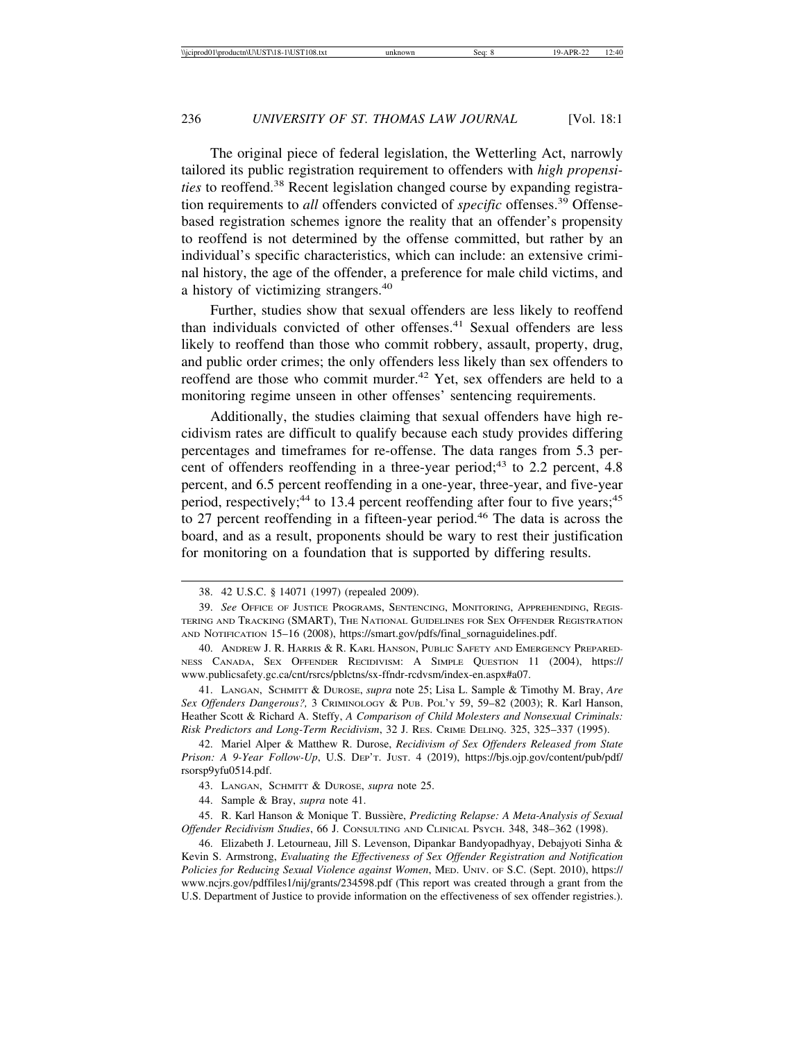The original piece of federal legislation, the Wetterling Act, narrowly tailored its public registration requirement to offenders with *high propensities* to reoffend.[38] Recent legislation changed course by expanding registration requirements to *all* offenders convicted of *specific* offenses.[39] Offense-based registration schemes ignore the reality that an offender's propensity to reoffend is not determined by the offense committed, but rather by an individual's specific characteristics, which can include: an extensive criminal history, the age of the offender, a preference for male child victims, and a history of victimizing strangers.[40]

Further, studies show that sexual offenders are less likely to reoffend than individuals convicted of other offenses.[41] Sexual offenders are less likely to reoffend than those who commit robbery, assault, property, drug, and public order crimes; the only offenders less likely than sex offenders to reoffend are those who commit murder.[42] Yet, sex offenders are held to a monitoring regime unseen in other offenses' sentencing requirements.

Additionally, the studies claiming that sexual offenders have high recidivism rates are difficult to qualify because each study provides differing percentages and timeframes for re-offense. The data ranges from 5.3 percent of offenders reoffending in a three-year period;[43] to 2.2 percent, 4.8 percent, and 6.5 percent reoffending in a one-year, three-year, and five-year period, respectively;[44] to 13.4 percent reoffending after four to five years;[45] to 27 percent reoffending in a fifteen-year period.[46] The data is across the board, and as a result, proponents should be wary to rest their justification for monitoring on a foundation that is supported by differing results.

---

38. 42 U.S.C. § 14071 (1997) (repealed 2009).

39. *See* Office of Justice Programs, Sentencing, Monitoring, Apprehending, Registering and Tracking (SMART), The National Guidelines for Sex Offender Registration and Notification 15–16 (2008), https://smart.gov/pdfs/final_sornaguidelines.pdf.

40. Andrew J. R. Harris & R. Karl Hanson, Public Safety and Emergency Preparedness Canada, Sex Offender Recidivism: A Simple Question 11 (2004), https://www.publicsafety.gc.ca/cnt/rsrcs/pblctns/sx-ffndr-rcdvsm/index-en.aspx#a07.

41. Langan, Schmitt & Durose, *supra* note 25; Lisa L. Sample & Timothy M. Bray, *Are Sex Offenders Dangerous?,* 3 Criminology & Pub. Pol'y 59, 59–82 (2003); R. Karl Hanson, Heather Scott & Richard A. Steffy, *A Comparison of Child Molesters and Nonsexual Criminals: Risk Predictors and Long-Term Recidivism*, 32 J. Res. Crime Delinq. 325, 325–337 (1995).

42. Mariel Alper & Matthew R. Durose, *Recidivism of Sex Offenders Released from State Prison: A 9-Year Follow-Up*, U.S. Dep't. Just. 4 (2019), https://bjs.ojp.gov/content/pub/pdf/rsorsp9yfu0514.pdf.

43. Langan, Schmitt & Durose, *supra* note 25.

44. Sample & Bray, *supra* note 41.

45. R. Karl Hanson & Monique T. Bussière, *Predicting Relapse: A Meta-Analysis of Sexual Offender Recidivism Studies*, 66 J. Consulting and Clinical Psych. 348, 348–362 (1998).

46. Elizabeth J. Letourneau, Jill S. Levenson, Dipankar Bandyopadhyay, Debajyoti Sinha & Kevin S. Armstrong, *Evaluating the Effectiveness of Sex Offender Registration and Notification Policies for Reducing Sexual Violence against Women*, Med. Univ. of S.C. (Sept. 2010), https://www.ncjrs.gov/pdffiles1/nij/grants/234598.pdf (This report was created through a grant from the U.S. Department of Justice to provide information on the effectiveness of sex offender registries.).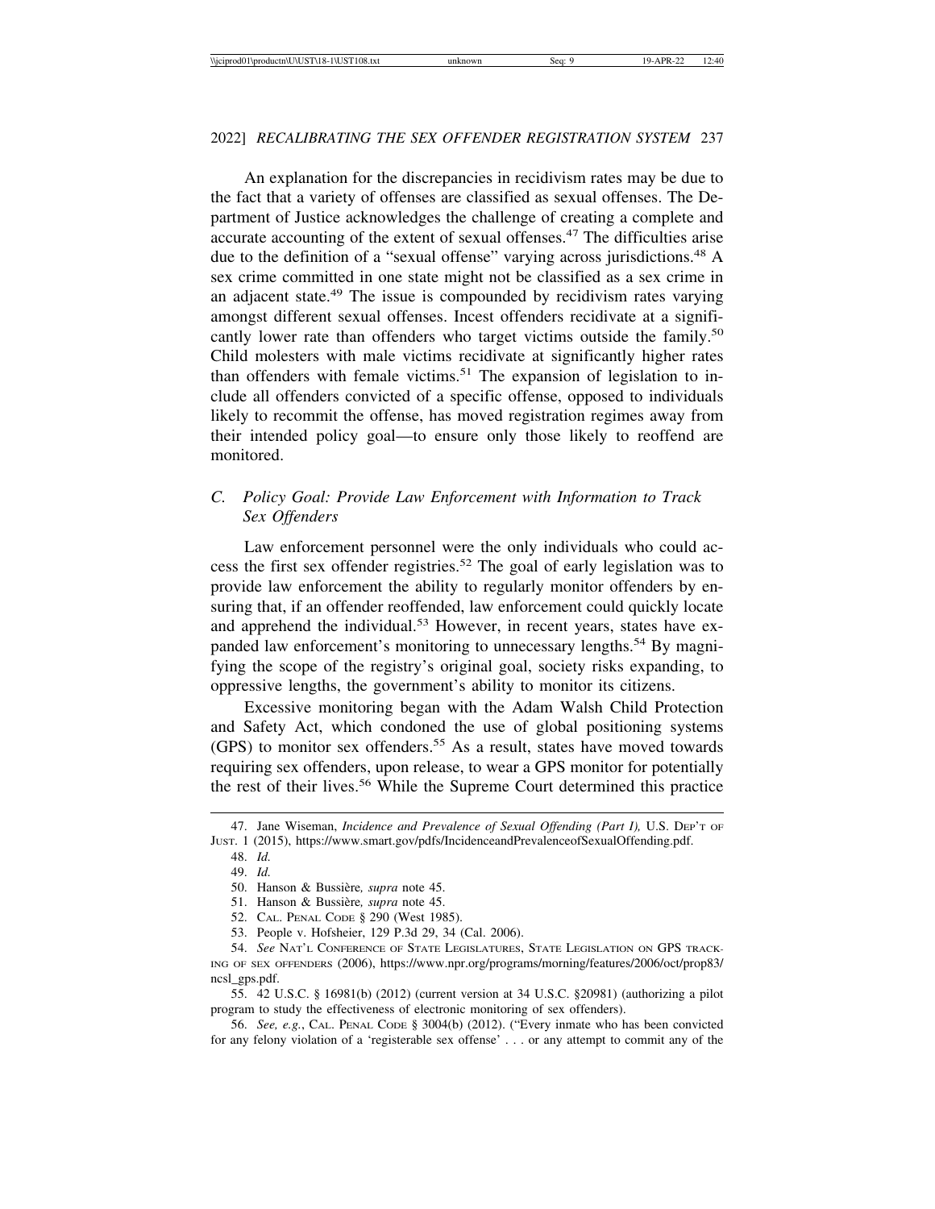An explanation for the discrepancies in recidivism rates may be due to the fact that a variety of offenses are classified as sexual offenses. The Department of Justice acknowledges the challenge of creating a complete and accurate accounting of the extent of sexual offenses.[47] The difficulties arise due to the definition of a "sexual offense" varying across jurisdictions.[48] A sex crime committed in one state might not be classified as a sex crime in an adjacent state.[49] The issue is compounded by recidivism rates varying amongst different sexual offenses. Incest offenders recidivate at a significantly lower rate than offenders who target victims outside the family.[50] Child molesters with male victims recidivate at significantly higher rates than offenders with female victims.[51] The expansion of legislation to include all offenders convicted of a specific offense, opposed to individuals likely to recommit the offense, has moved registration regimes away from their intended policy goal—to ensure only those likely to reoffend are monitored.

### C. *Policy Goal: Provide Law Enforcement with Information to Track Sex Offenders*

Law enforcement personnel were the only individuals who could access the first sex offender registries.[52] The goal of early legislation was to provide law enforcement the ability to regularly monitor offenders by ensuring that, if an offender reoffended, law enforcement could quickly locate and apprehend the individual.[53] However, in recent years, states have expanded law enforcement's monitoring to unnecessary lengths.[54] By magnifying the scope of the registry's original goal, society risks expanding, to oppressive lengths, the government's ability to monitor its citizens.

Excessive monitoring began with the Adam Walsh Child Protection and Safety Act, which condoned the use of global positioning systems (GPS) to monitor sex offenders.[55] As a result, states have moved towards requiring sex offenders, upon release, to wear a GPS monitor for potentially the rest of their lives.[56] While the Supreme Court determined this practice

---

47. Jane Wiseman, *Incidence and Prevalence of Sexual Offending (Part I),* U.S. DEP'T OF JUST. 1 (2015), https://www.smart.gov/pdfs/IncidenceandPrevalenceofSexualOffending.pdf.

48. *Id.*

49. *Id.*

50. Hanson & Bussière*, supra* note 45.

51. Hanson & Bussière*, supra* note 45.

52. CAL. PENAL CODE § 290 (West 1985).

53. People v. Hofsheier, 129 P.3d 29, 34 (Cal. 2006).

54. *See* NAT'L CONFERENCE OF STATE LEGISLATURES, STATE LEGISLATION ON GPS TRACKING OF SEX OFFENDERS (2006), https://www.npr.org/programs/morning/features/2006/oct/prop83/ncsl_gps.pdf.

55. 42 U.S.C. § 16981(b) (2012) (current version at 34 U.S.C. §20981) (authorizing a pilot program to study the effectiveness of electronic monitoring of sex offenders).

56. *See, e.g.*, CAL. PENAL CODE § 3004(b) (2012). ("Every inmate who has been convicted for any felony violation of a 'registerable sex offense' . . . or any attempt to commit any of the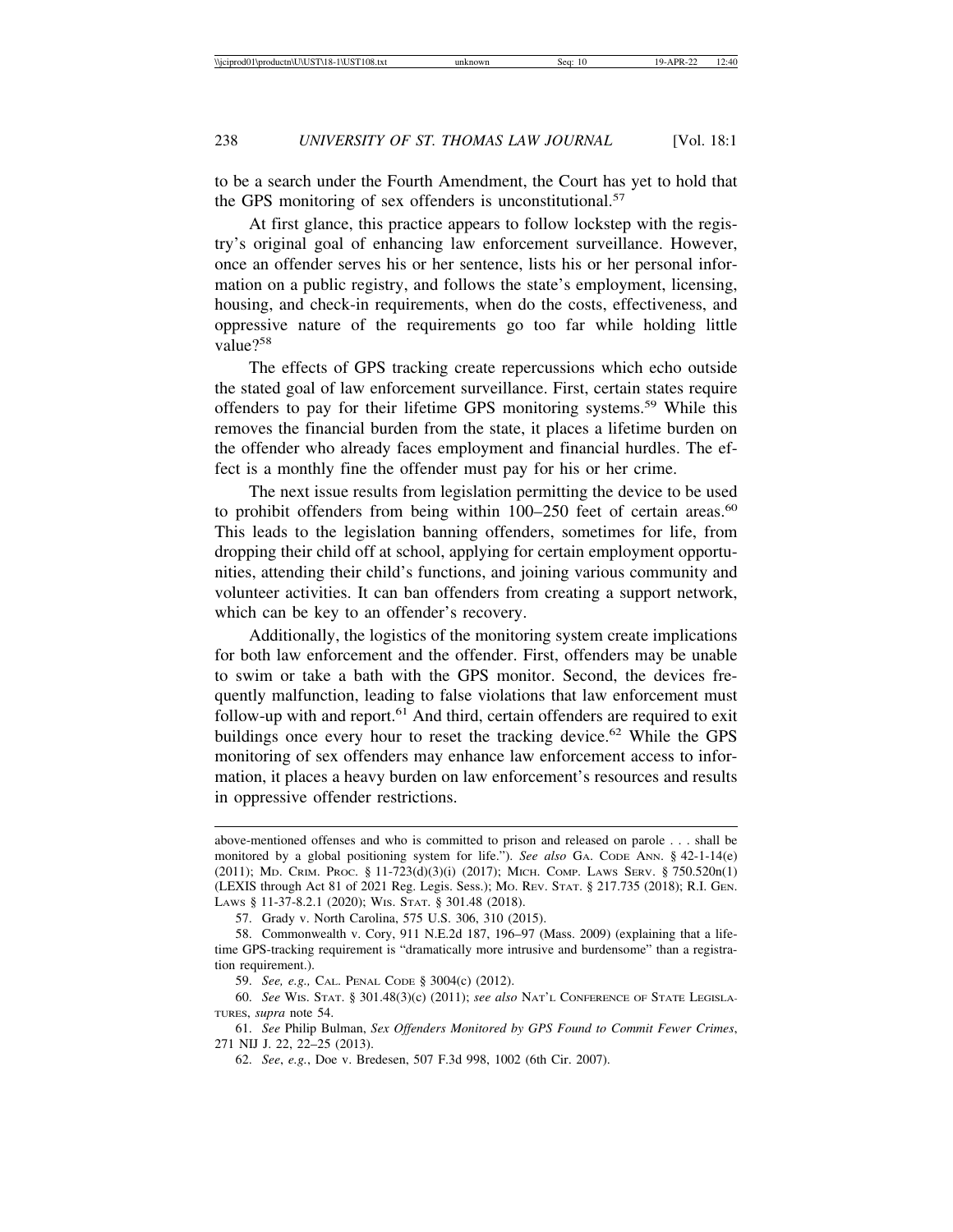to be a search under the Fourth Amendment, the Court has yet to hold that the GPS monitoring of sex offenders is unconstitutional.[57]

At first glance, this practice appears to follow lockstep with the registry's original goal of enhancing law enforcement surveillance. However, once an offender serves his or her sentence, lists his or her personal information on a public registry, and follows the state's employment, licensing, housing, and check-in requirements, when do the costs, effectiveness, and oppressive nature of the requirements go too far while holding little value?[58]

The effects of GPS tracking create repercussions which echo outside the stated goal of law enforcement surveillance. First, certain states require offenders to pay for their lifetime GPS monitoring systems.[59] While this removes the financial burden from the state, it places a lifetime burden on the offender who already faces employment and financial hurdles. The effect is a monthly fine the offender must pay for his or her crime.

The next issue results from legislation permitting the device to be used to prohibit offenders from being within 100–250 feet of certain areas.[60] This leads to the legislation banning offenders, sometimes for life, from dropping their child off at school, applying for certain employment opportunities, attending their child's functions, and joining various community and volunteer activities. It can ban offenders from creating a support network, which can be key to an offender's recovery.

Additionally, the logistics of the monitoring system create implications for both law enforcement and the offender. First, offenders may be unable to swim or take a bath with the GPS monitor. Second, the devices frequently malfunction, leading to false violations that law enforcement must follow-up with and report.[61] And third, certain offenders are required to exit buildings once every hour to reset the tracking device.[62] While the GPS monitoring of sex offenders may enhance law enforcement access to information, it places a heavy burden on law enforcement's resources and results in oppressive offender restrictions.

---

above-mentioned offenses and who is committed to prison and released on parole . . . shall be monitored by a global positioning system for life."). *See also* GA. CODE ANN. § 42-1-14(e) (2011); MD. CRIM. PROC. § 11-723(d)(3)(i) (2017); MICH. COMP. LAWS SERV. § 750.520n(1) (LEXIS through Act 81 of 2021 Reg. Legis. Sess.); MO. REV. STAT. § 217.735 (2018); R.I. GEN. LAWS § 11-37-8.2.1 (2020); WIS. STAT. § 301.48 (2018).

57. Grady v. North Carolina, 575 U.S. 306, 310 (2015).

58. Commonwealth v. Cory, 911 N.E.2d 187, 196–97 (Mass. 2009) (explaining that a lifetime GPS-tracking requirement is "dramatically more intrusive and burdensome" than a registration requirement.).

59. *See, e.g.,* CAL. PENAL CODE § 3004(c) (2012).

60. *See* WIS. STAT. § 301.48(3)(c) (2011); *see also* NAT'L CONFERENCE OF STATE LEGISLATURES, *supra* note 54.

61. *See* Philip Bulman, *Sex Offenders Monitored by GPS Found to Commit Fewer Crimes*, 271 NIJ J. 22, 22–25 (2013).

62. *See*, *e.g.*, Doe v. Bredesen, 507 F.3d 998, 1002 (6th Cir. 2007).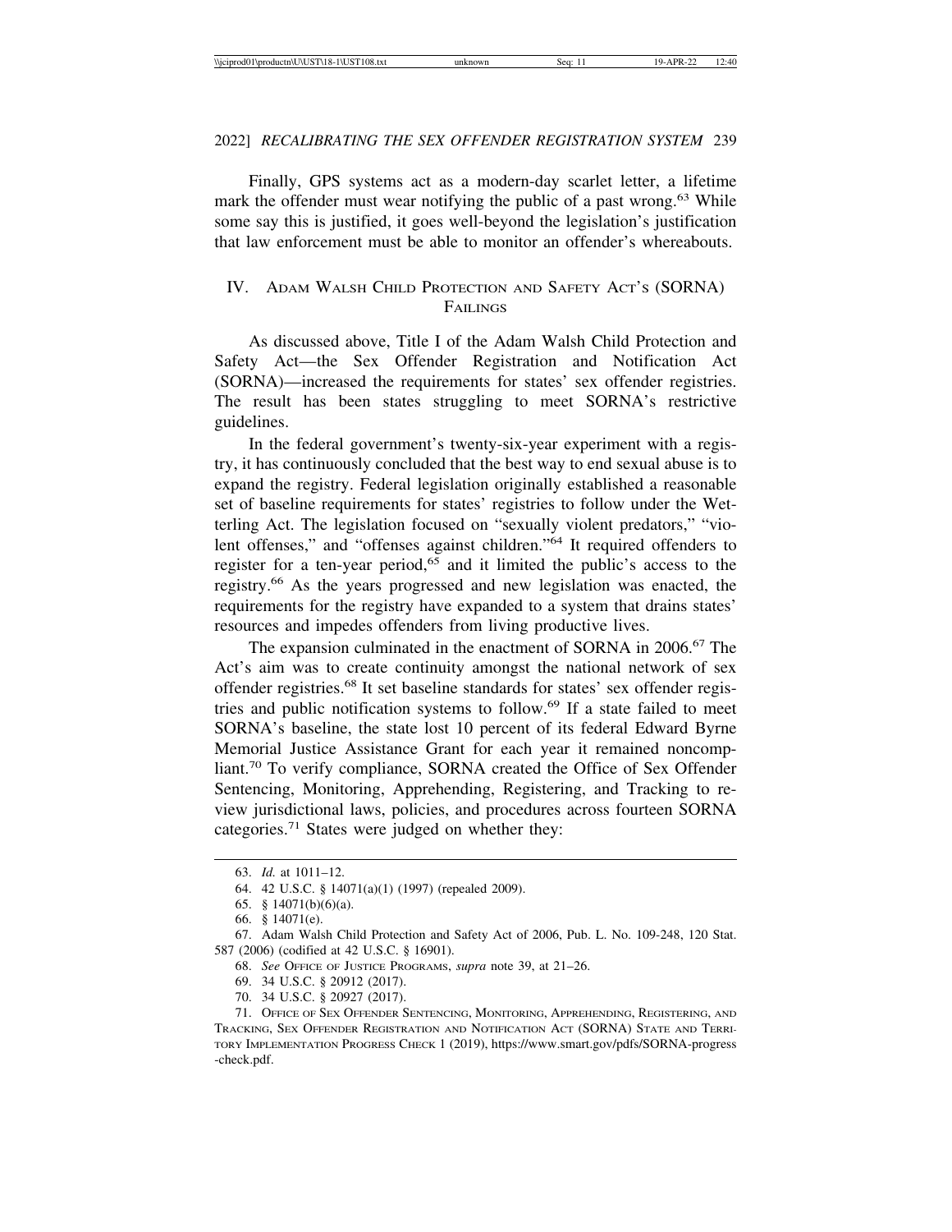Finally, GPS systems act as a modern-day scarlet letter, a lifetime mark the offender must wear notifying the public of a past wrong.[63] While some say this is justified, it goes well-beyond the legislation's justification that law enforcement must be able to monitor an offender's whereabouts.

## IV. Adam Walsh Child Protection and Safety Act's (SORNA) Failings

As discussed above, Title I of the Adam Walsh Child Protection and Safety Act—the Sex Offender Registration and Notification Act (SORNA)—increased the requirements for states' sex offender registries. The result has been states struggling to meet SORNA's restrictive guidelines.

In the federal government's twenty-six-year experiment with a registry, it has continuously concluded that the best way to end sexual abuse is to expand the registry. Federal legislation originally established a reasonable set of baseline requirements for states' registries to follow under the Wetterling Act. The legislation focused on "sexually violent predators," "violent offenses," and "offenses against children."[64] It required offenders to register for a ten-year period,[65] and it limited the public's access to the registry.[66] As the years progressed and new legislation was enacted, the requirements for the registry have expanded to a system that drains states' resources and impedes offenders from living productive lives.

The expansion culminated in the enactment of SORNA in 2006.[67] The Act's aim was to create continuity amongst the national network of sex offender registries.[68] It set baseline standards for states' sex offender registries and public notification systems to follow.[69] If a state failed to meet SORNA's baseline, the state lost 10 percent of its federal Edward Byrne Memorial Justice Assistance Grant for each year it remained noncompliant.[70] To verify compliance, SORNA created the Office of Sex Offender Sentencing, Monitoring, Apprehending, Registering, and Tracking to review jurisdictional laws, policies, and procedures across fourteen SORNA categories.[71] States were judged on whether they:

---

63. *Id.* at 1011–12.

64. 42 U.S.C. § 14071(a)(1) (1997) (repealed 2009).

65. § 14071(b)(6)(a).

66. § 14071(e).

67. Adam Walsh Child Protection and Safety Act of 2006, Pub. L. No. 109-248, 120 Stat. 587 (2006) (codified at 42 U.S.C. § 16901).

68. *See* Office of Justice Programs, *supra* note 39, at 21–26.

69. 34 U.S.C. § 20912 (2017).

70. 34 U.S.C. § 20927 (2017).

71. Office of Sex Offender Sentencing, Monitoring, Apprehending, Registering, and Tracking, Sex Offender Registration and Notification Act (SORNA) State and Territory Implementation Progress Check 1 (2019), https://www.smart.gov/pdfs/SORNA-progress-check.pdf.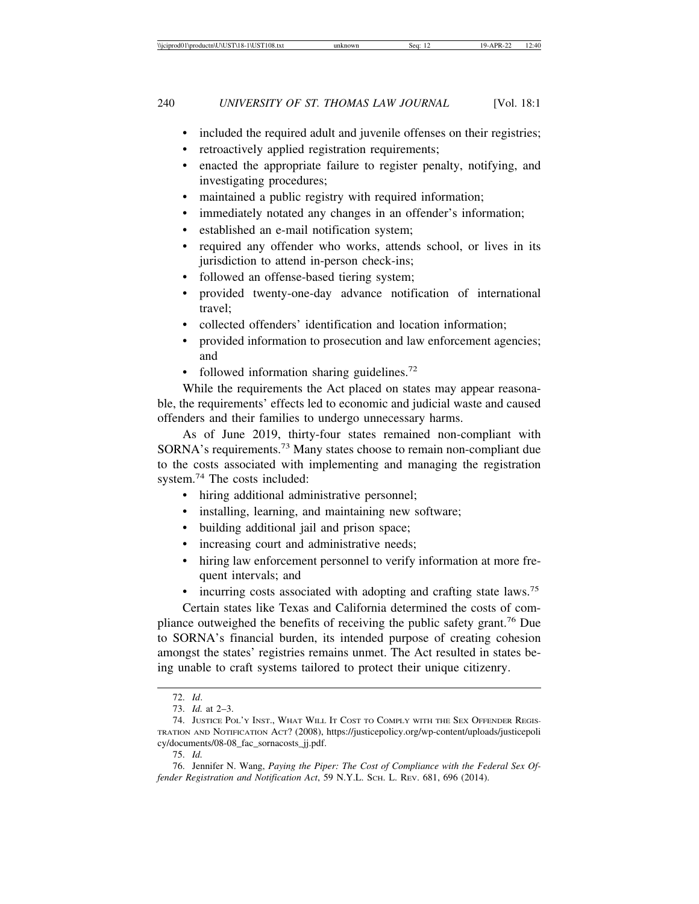- included the required adult and juvenile offenses on their registries;
- retroactively applied registration requirements;
- enacted the appropriate failure to register penalty, notifying, and investigating procedures;
- maintained a public registry with required information;
- immediately notated any changes in an offender's information;
- established an e-mail notification system;
- required any offender who works, attends school, or lives in its jurisdiction to attend in-person check-ins;
- followed an offense-based tiering system;
- provided twenty-one-day advance notification of international travel;
- collected offenders' identification and location information;
- provided information to prosecution and law enforcement agencies; and
- followed information sharing guidelines.[72]

While the requirements the Act placed on states may appear reasonable, the requirements' effects led to economic and judicial waste and caused offenders and their families to undergo unnecessary harms.

As of June 2019, thirty-four states remained non-compliant with SORNA's requirements.[73] Many states choose to remain non-compliant due to the costs associated with implementing and managing the registration system.[74] The costs included:

- hiring additional administrative personnel;
- installing, learning, and maintaining new software;
- building additional jail and prison space;
- increasing court and administrative needs;
- hiring law enforcement personnel to verify information at more frequent intervals; and
- incurring costs associated with adopting and crafting state laws.[75]

Certain states like Texas and California determined the costs of compliance outweighed the benefits of receiving the public safety grant.[76] Due to SORNA's financial burden, its intended purpose of creating cohesion amongst the states' registries remains unmet. The Act resulted in states being unable to craft systems tailored to protect their unique citizenry.

---

72. *Id*.

73. *Id.* at 2–3.

74. JUSTICE POL'Y INST., WHAT WILL IT COST TO COMPLY WITH THE SEX OFFENDER REGISTRATION AND NOTIFICATION ACT? (2008), https://justicepolicy.org/wp-content/uploads/justicepolicy/documents/08-08_fac_sornacosts_jj.pdf.

75. *Id.*

76. Jennifer N. Wang, *Paying the Piper: The Cost of Compliance with the Federal Sex Offender Registration and Notification Act*, 59 N.Y.L. SCH. L. REV. 681, 696 (2014).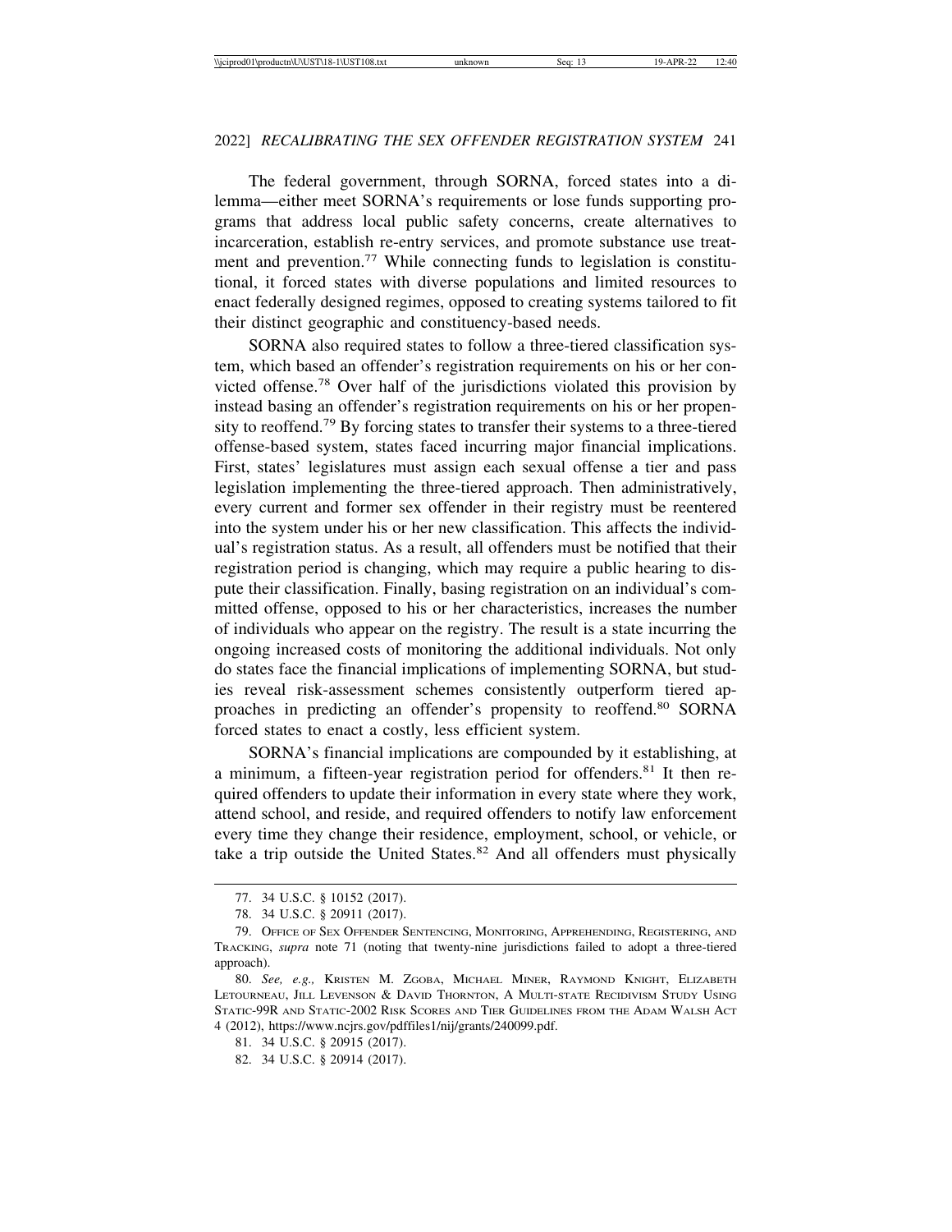The federal government, through SORNA, forced states into a dilemma—either meet SORNA's requirements or lose funds supporting programs that address local public safety concerns, create alternatives to incarceration, establish re-entry services, and promote substance use treatment and prevention.[77] While connecting funds to legislation is constitutional, it forced states with diverse populations and limited resources to enact federally designed regimes, opposed to creating systems tailored to fit their distinct geographic and constituency-based needs.

SORNA also required states to follow a three-tiered classification system, which based an offender's registration requirements on his or her convicted offense.[78] Over half of the jurisdictions violated this provision by instead basing an offender's registration requirements on his or her propensity to reoffend.[79] By forcing states to transfer their systems to a three-tiered offense-based system, states faced incurring major financial implications. First, states' legislatures must assign each sexual offense a tier and pass legislation implementing the three-tiered approach. Then administratively, every current and former sex offender in their registry must be reentered into the system under his or her new classification. This affects the individual's registration status. As a result, all offenders must be notified that their registration period is changing, which may require a public hearing to dispute their classification. Finally, basing registration on an individual's committed offense, opposed to his or her characteristics, increases the number of individuals who appear on the registry. The result is a state incurring the ongoing increased costs of monitoring the additional individuals. Not only do states face the financial implications of implementing SORNA, but studies reveal risk-assessment schemes consistently outperform tiered approaches in predicting an offender's propensity to reoffend.[80] SORNA forced states to enact a costly, less efficient system.

SORNA's financial implications are compounded by it establishing, at a minimum, a fifteen-year registration period for offenders.[81] It then required offenders to update their information in every state where they work, attend school, and reside, and required offenders to notify law enforcement every time they change their residence, employment, school, or vehicle, or take a trip outside the United States.[82] And all offenders must physically

---

77. 34 U.S.C. § 10152 (2017).

78. 34 U.S.C. § 20911 (2017).

79. Office of Sex Offender Sentencing, Monitoring, Apprehending, Registering, and Tracking, *supra* note 71 (noting that twenty-nine jurisdictions failed to adopt a three-tiered approach).

80. *See, e.g.,* Kristen M. Zgoba, Michael Miner, Raymond Knight, Elizabeth Letourneau, Jill Levenson & David Thornton, A Multi-state Recidivism Study Using Static-99R and Static-2002 Risk Scores and Tier Guidelines from the Adam Walsh Act 4 (2012), https://www.ncjrs.gov/pdffiles1/nij/grants/240099.pdf.

81. 34 U.S.C. § 20915 (2017).

82. 34 U.S.C. § 20914 (2017).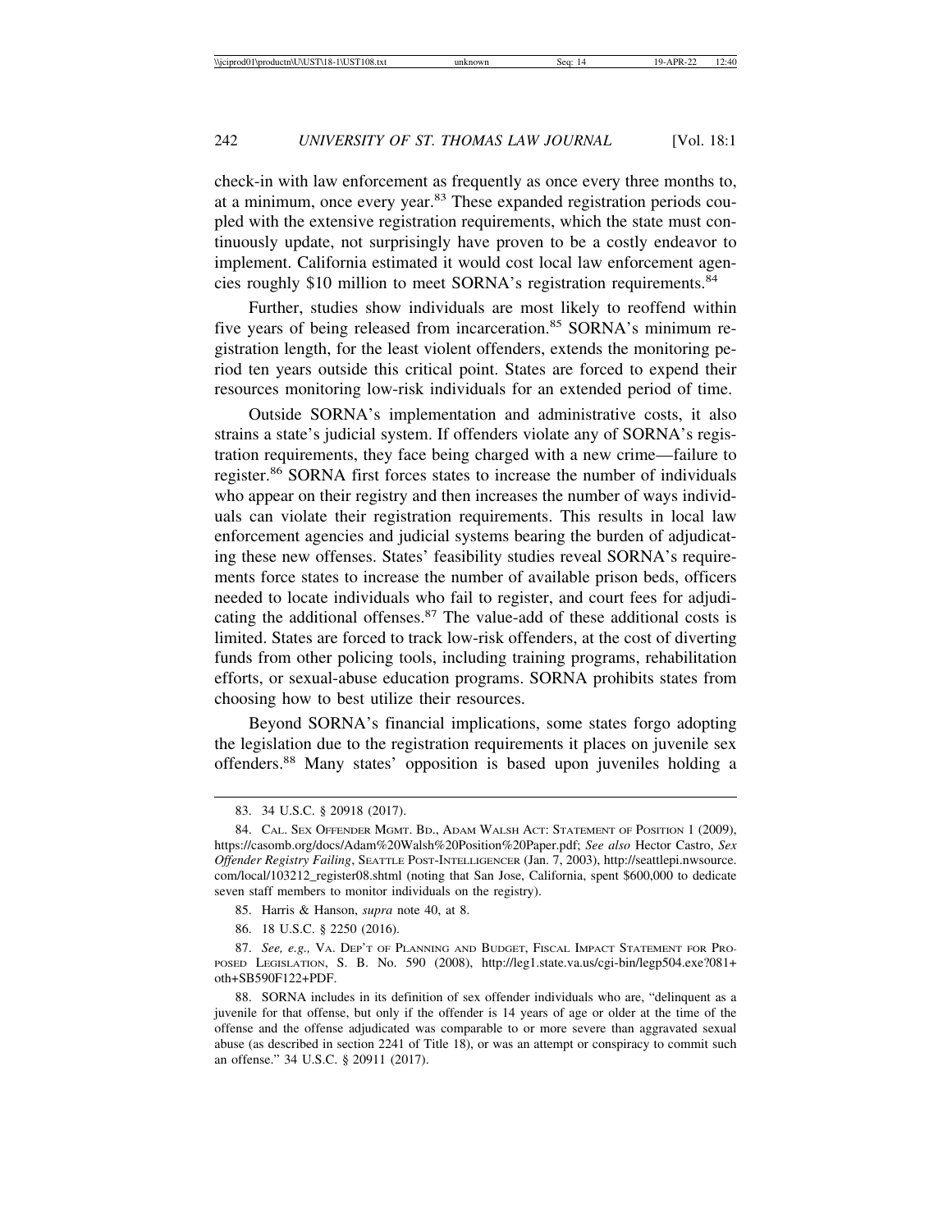check-in with law enforcement as frequently as once every three months to, at a minimum, once every year.[83] These expanded registration periods coupled with the extensive registration requirements, which the state must continuously update, not surprisingly have proven to be a costly endeavor to implement. California estimated it would cost local law enforcement agencies roughly $10 million to meet SORNA's registration requirements.[84]

Further, studies show individuals are most likely to reoffend within five years of being released from incarceration.[85] SORNA's minimum registration length, for the least violent offenders, extends the monitoring period ten years outside this critical point. States are forced to expend their resources monitoring low-risk individuals for an extended period of time.

Outside SORNA's implementation and administrative costs, it also strains a state's judicial system. If offenders violate any of SORNA's registration requirements, they face being charged with a new crime—failure to register.[86] SORNA first forces states to increase the number of individuals who appear on their registry and then increases the number of ways individuals can violate their registration requirements. This results in local law enforcement agencies and judicial systems bearing the burden of adjudicating these new offenses. States' feasibility studies reveal SORNA's requirements force states to increase the number of available prison beds, officers needed to locate individuals who fail to register, and court fees for adjudicating the additional offenses.[87] The value-add of these additional costs is limited. States are forced to track low-risk offenders, at the cost of diverting funds from other policing tools, including training programs, rehabilitation efforts, or sexual-abuse education programs. SORNA prohibits states from choosing how to best utilize their resources.

Beyond SORNA's financial implications, some states forgo adopting the legislation due to the registration requirements it places on juvenile sex offenders.[88] Many states' opposition is based upon juveniles holding a

---

83. 34 U.S.C. § 20918 (2017).

84. CAL. SEX OFFENDER MGMT. BD., ADAM WALSH ACT: STATEMENT OF POSITION 1 (2009), https://casomb.org/docs/Adam%20Walsh%20Position%20Paper.pdf; *See also* Hector Castro, *Sex Offender Registry Failing*, SEATTLE POST-INTELLIGENCER (Jan. 7, 2003), http://seattlepi.nwsource.com/local/103212_register08.shtml (noting that San Jose, California, spent $600,000 to dedicate seven staff members to monitor individuals on the registry).

85. Harris & Hanson, *supra* note 40, at 8.

86. 18 U.S.C. § 2250 (2016).

87. *See, e.g.,* VA. DEP'T OF PLANNING AND BUDGET, FISCAL IMPACT STATEMENT FOR PROPOSED LEGISLATION, S. B. No. 590 (2008), http://leg1.state.va.us/cgi-bin/legp504.exe?081+oth+SB590F122+PDF.

88. SORNA includes in its definition of sex offender individuals who are, "delinquent as a juvenile for that offense, but only if the offender is 14 years of age or older at the time of the offense and the offense adjudicated was comparable to or more severe than aggravated sexual abuse (as described in section 2241 of Title 18), or was an attempt or conspiracy to commit such an offense." 34 U.S.C. § 20911 (2017).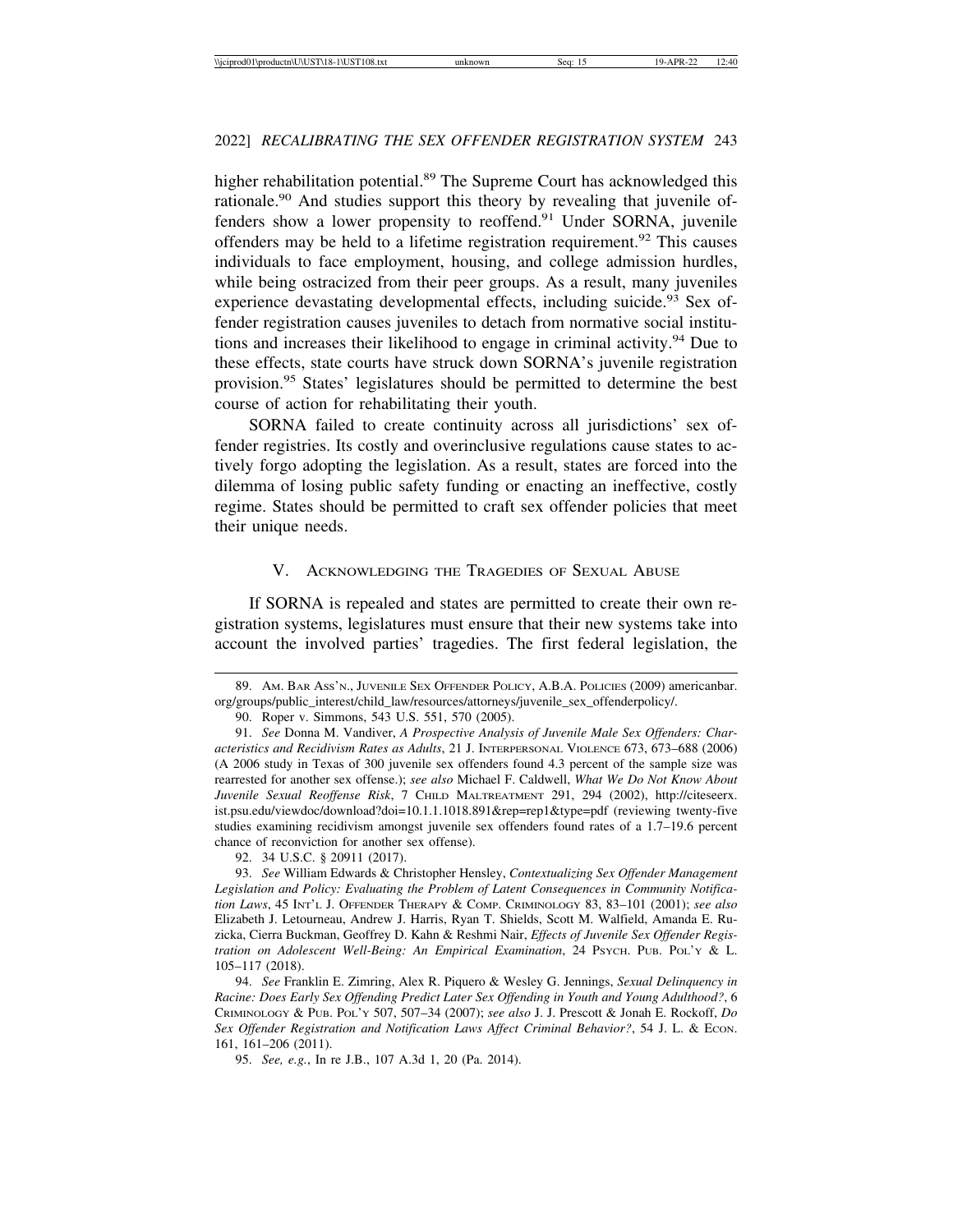higher rehabilitation potential.[89] The Supreme Court has acknowledged this rationale.[90] And studies support this theory by revealing that juvenile offenders show a lower propensity to reoffend.[91] Under SORNA, juvenile offenders may be held to a lifetime registration requirement.[92] This causes individuals to face employment, housing, and college admission hurdles, while being ostracized from their peer groups. As a result, many juveniles experience devastating developmental effects, including suicide.[93] Sex offender registration causes juveniles to detach from normative social institutions and increases their likelihood to engage in criminal activity.[94] Due to these effects, state courts have struck down SORNA's juvenile registration provision.[95] States' legislatures should be permitted to determine the best course of action for rehabilitating their youth.

SORNA failed to create continuity across all jurisdictions' sex offender registries. Its costly and overinclusive regulations cause states to actively forgo adopting the legislation. As a result, states are forced into the dilemma of losing public safety funding or enacting an ineffective, costly regime. States should be permitted to craft sex offender policies that meet their unique needs.

## V. Acknowledging the Tragedies of Sexual Abuse

If SORNA is repealed and states are permitted to create their own registration systems, legislatures must ensure that their new systems take into account the involved parties' tragedies. The first federal legislation, the

---

89. Am. Bar Ass'n., Juvenile Sex Offender Policy, A.B.A. Policies (2009) americanbar.org/groups/public_interest/child_law/resources/attorneys/juvenile_sex_offenderpolicy/.

90. Roper v. Simmons, 543 U.S. 551, 570 (2005).

91. *See* Donna M. Vandiver, *A Prospective Analysis of Juvenile Male Sex Offenders: Characteristics and Recidivism Rates as Adults*, 21 J. Interpersonal Violence 673, 673–688 (2006) (A 2006 study in Texas of 300 juvenile sex offenders found 4.3 percent of the sample size was rearrested for another sex offense.); *see also* Michael F. Caldwell, *What We Do Not Know About Juvenile Sexual Reoffense Risk*, 7 Child Maltreatment 291, 294 (2002), http://citeseerx.ist.psu.edu/viewdoc/download?doi=10.1.1.1018.891&rep=rep1&type=pdf (reviewing twenty-five studies examining recidivism amongst juvenile sex offenders found rates of a 1.7–19.6 percent chance of reconviction for another sex offense).

92. 34 U.S.C. § 20911 (2017).

93. *See* William Edwards & Christopher Hensley, *Contextualizing Sex Offender Management Legislation and Policy: Evaluating the Problem of Latent Consequences in Community Notification Laws*, 45 Int'l J. Offender Therapy & Comp. Criminology 83, 83–101 (2001); *see also* Elizabeth J. Letourneau, Andrew J. Harris, Ryan T. Shields, Scott M. Walfield, Amanda E. Ruzicka, Cierra Buckman, Geoffrey D. Kahn & Reshmi Nair, *Effects of Juvenile Sex Offender Registration on Adolescent Well-Being: An Empirical Examination*, 24 Psych. Pub. Pol'y & L. 105–117 (2018).

94. *See* Franklin E. Zimring, Alex R. Piquero & Wesley G. Jennings, *Sexual Delinquency in Racine: Does Early Sex Offending Predict Later Sex Offending in Youth and Young Adulthood?*, 6 Criminology & Pub. Pol'y 507, 507–34 (2007); *see also* J. J. Prescott & Jonah E. Rockoff, *Do Sex Offender Registration and Notification Laws Affect Criminal Behavior?*, 54 J. L. & Econ. 161, 161–206 (2011).

95. *See, e.g.*, In re J.B., 107 A.3d 1, 20 (Pa. 2014).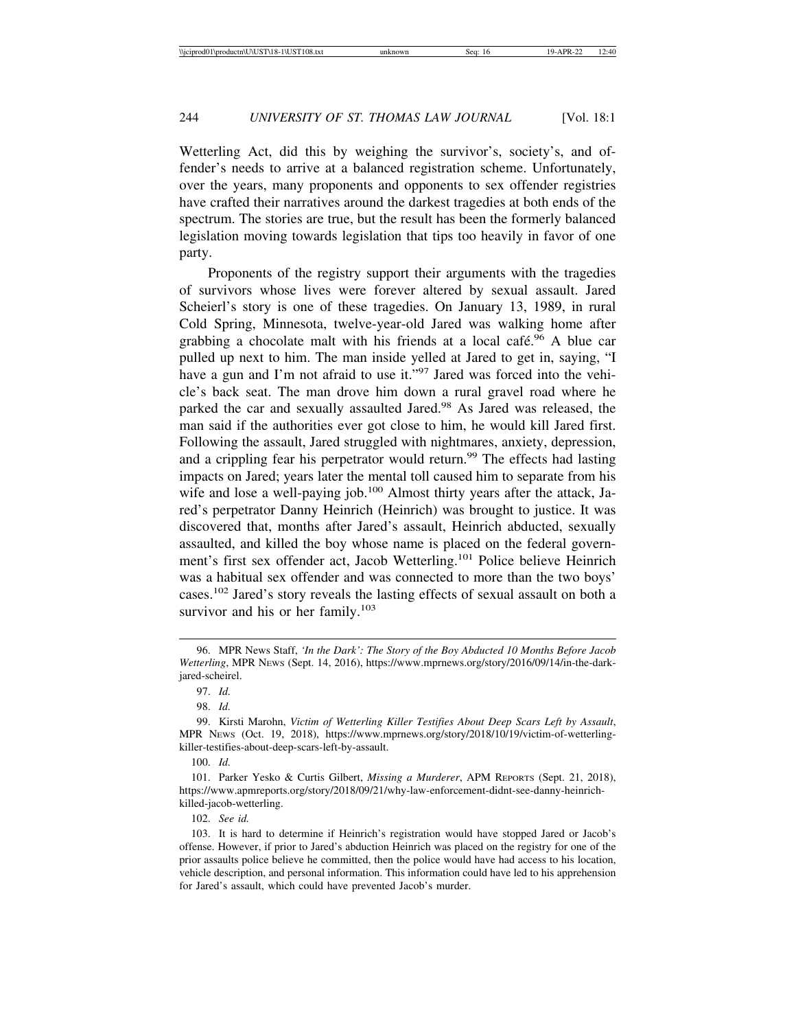Wetterling Act, did this by weighing the survivor's, society's, and offender's needs to arrive at a balanced registration scheme. Unfortunately, over the years, many proponents and opponents to sex offender registries have crafted their narratives around the darkest tragedies at both ends of the spectrum. The stories are true, but the result has been the formerly balanced legislation moving towards legislation that tips too heavily in favor of one party.

Proponents of the registry support their arguments with the tragedies of survivors whose lives were forever altered by sexual assault. Jared Scheierl's story is one of these tragedies. On January 13, 1989, in rural Cold Spring, Minnesota, twelve-year-old Jared was walking home after grabbing a chocolate malt with his friends at a local café.[96] A blue car pulled up next to him. The man inside yelled at Jared to get in, saying, "I have a gun and I'm not afraid to use it."[97] Jared was forced into the vehicle's back seat. The man drove him down a rural gravel road where he parked the car and sexually assaulted Jared.[98] As Jared was released, the man said if the authorities ever got close to him, he would kill Jared first. Following the assault, Jared struggled with nightmares, anxiety, depression, and a crippling fear his perpetrator would return.[99] The effects had lasting impacts on Jared; years later the mental toll caused him to separate from his wife and lose a well-paying job.[100] Almost thirty years after the attack, Jared's perpetrator Danny Heinrich (Heinrich) was brought to justice. It was discovered that, months after Jared's assault, Heinrich abducted, sexually assaulted, and killed the boy whose name is placed on the federal government's first sex offender act, Jacob Wetterling.[101] Police believe Heinrich was a habitual sex offender and was connected to more than the two boys' cases.[102] Jared's story reveals the lasting effects of sexual assault on both a survivor and his or her family.[103]

---

96. MPR News Staff, *'In the Dark': The Story of the Boy Abducted 10 Months Before Jacob Wetterling*, MPR News (Sept. 14, 2016), https://www.mprnews.org/story/2016/09/14/in-the-dark-jared-scheirel.

97. *Id.*

98. *Id.*

99. Kirsti Marohn, *Victim of Wetterling Killer Testifies About Deep Scars Left by Assault*, MPR News (Oct. 19, 2018), https://www.mprnews.org/story/2018/10/19/victim-of-wetterling-killer-testifies-about-deep-scars-left-by-assault.

100. *Id.*

101. Parker Yesko & Curtis Gilbert, *Missing a Murderer*, APM Reports (Sept. 21, 2018), https://www.apmreports.org/story/2018/09/21/why-law-enforcement-didnt-see-danny-heinrich-killed-jacob-wetterling.

102. *See id.*

103. It is hard to determine if Heinrich's registration would have stopped Jared or Jacob's offense. However, if prior to Jared's abduction Heinrich was placed on the registry for one of the prior assaults police believe he committed, then the police would have had access to his location, vehicle description, and personal information. This information could have led to his apprehension for Jared's assault, which could have prevented Jacob's murder.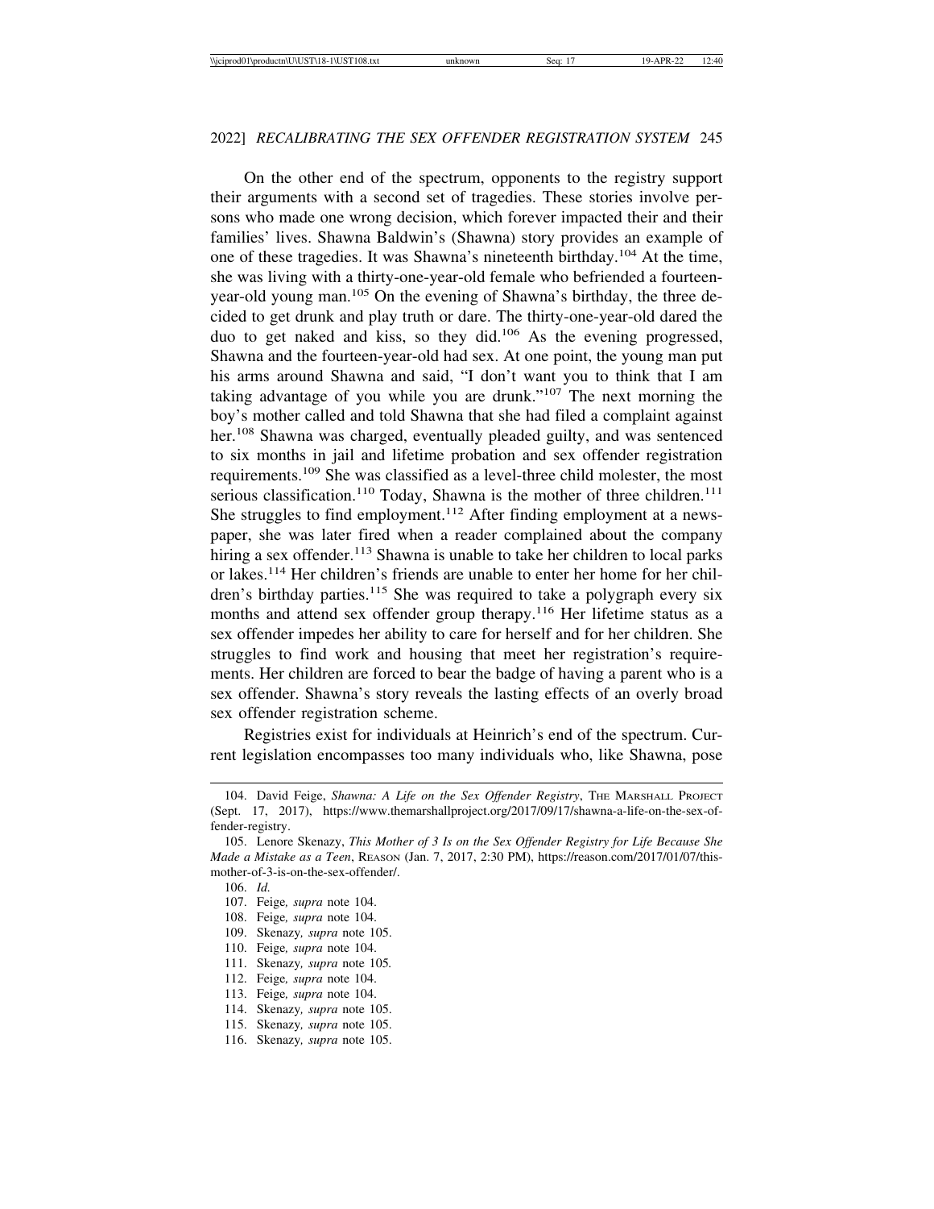On the other end of the spectrum, opponents to the registry support their arguments with a second set of tragedies. These stories involve persons who made one wrong decision, which forever impacted their and their families' lives. Shawna Baldwin's (Shawna) story provides an example of one of these tragedies. It was Shawna's nineteenth birthday.[104] At the time, she was living with a thirty-one-year-old female who befriended a fourteen-year-old young man.[105] On the evening of Shawna's birthday, the three decided to get drunk and play truth or dare. The thirty-one-year-old dared the duo to get naked and kiss, so they did.[106] As the evening progressed, Shawna and the fourteen-year-old had sex. At one point, the young man put his arms around Shawna and said, "I don't want you to think that I am taking advantage of you while you are drunk."[107] The next morning the boy's mother called and told Shawna that she had filed a complaint against her.[108] Shawna was charged, eventually pleaded guilty, and was sentenced to six months in jail and lifetime probation and sex offender registration requirements.[109] She was classified as a level-three child molester, the most serious classification.[110] Today, Shawna is the mother of three children.[111] She struggles to find employment.[112] After finding employment at a newspaper, she was later fired when a reader complained about the company hiring a sex offender.[113] Shawna is unable to take her children to local parks or lakes.[114] Her children's friends are unable to enter her home for her children's birthday parties.[115] She was required to take a polygraph every six months and attend sex offender group therapy.[116] Her lifetime status as a sex offender impedes her ability to care for herself and for her children. She struggles to find work and housing that meet her registration's requirements. Her children are forced to bear the badge of having a parent who is a sex offender. Shawna's story reveals the lasting effects of an overly broad sex offender registration scheme.

Registries exist for individuals at Heinrich's end of the spectrum. Current legislation encompasses too many individuals who, like Shawna, pose

104. David Feige, *Shawna: A Life on the Sex Offender Registry*, THE MARSHALL PROJECT (Sept. 17, 2017), https://www.themarshallproject.org/2017/09/17/shawna-a-life-on-the-sex-offender-registry.

105. Lenore Skenazy, *This Mother of 3 Is on the Sex Offender Registry for Life Because She Made a Mistake as a Teen*, REASON (Jan. 7, 2017, 2:30 PM), https://reason.com/2017/01/07/this-mother-of-3-is-on-the-sex-offender/.

106. *Id.*

107. Feige, *supra* note 104.

108. Feige, *supra* note 104.

109. Skenazy, *supra* note 105.

110. Feige, *supra* note 104.

111. Skenazy, *supra* note 105.

112. Feige, *supra* note 104.

113. Feige, *supra* note 104.

114. Skenazy, *supra* note 105.

115. Skenazy, *supra* note 105.

116. Skenazy, *supra* note 105.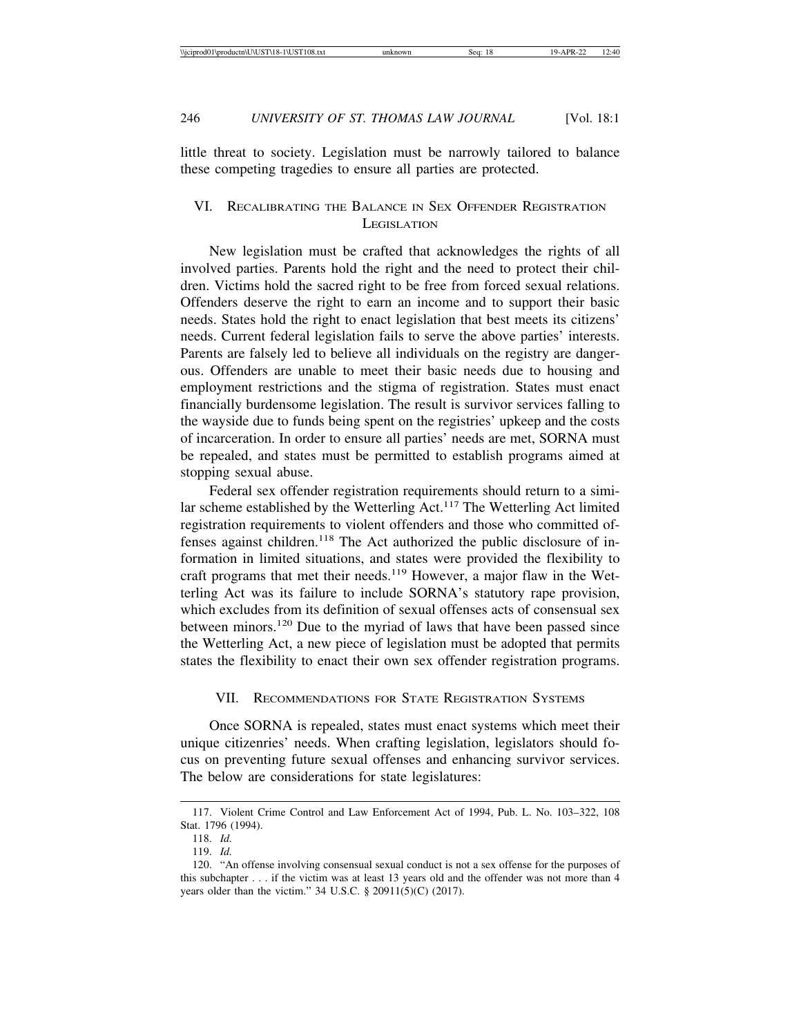little threat to society. Legislation must be narrowly tailored to balance these competing tragedies to ensure all parties are protected.

## VI. Recalibrating the Balance in Sex Offender Registration Legislation

New legislation must be crafted that acknowledges the rights of all involved parties. Parents hold the right and the need to protect their children. Victims hold the sacred right to be free from forced sexual relations. Offenders deserve the right to earn an income and to support their basic needs. States hold the right to enact legislation that best meets its citizens' needs. Current federal legislation fails to serve the above parties' interests. Parents are falsely led to believe all individuals on the registry are dangerous. Offenders are unable to meet their basic needs due to housing and employment restrictions and the stigma of registration. States must enact financially burdensome legislation. The result is survivor services falling to the wayside due to funds being spent on the registries' upkeep and the costs of incarceration. In order to ensure all parties' needs are met, SORNA must be repealed, and states must be permitted to establish programs aimed at stopping sexual abuse.

Federal sex offender registration requirements should return to a similar scheme established by the Wetterling Act.[117] The Wetterling Act limited registration requirements to violent offenders and those who committed offenses against children.[118] The Act authorized the public disclosure of information in limited situations, and states were provided the flexibility to craft programs that met their needs.[119] However, a major flaw in the Wetterling Act was its failure to include SORNA's statutory rape provision, which excludes from its definition of sexual offenses acts of consensual sex between minors.[120] Due to the myriad of laws that have been passed since the Wetterling Act, a new piece of legislation must be adopted that permits states the flexibility to enact their own sex offender registration programs.

## VII. Recommendations for State Registration Systems

Once SORNA is repealed, states must enact systems which meet their unique citizenries' needs. When crafting legislation, legislators should focus on preventing future sexual offenses and enhancing survivor services. The below are considerations for state legislatures:

---

117. Violent Crime Control and Law Enforcement Act of 1994, Pub. L. No. 103–322, 108 Stat. 1796 (1994).

118. *Id.*

119. *Id.*

120. "An offense involving consensual sexual conduct is not a sex offense for the purposes of this subchapter . . . if the victim was at least 13 years old and the offender was not more than 4 years older than the victim." 34 U.S.C. § 20911(5)(C) (2017).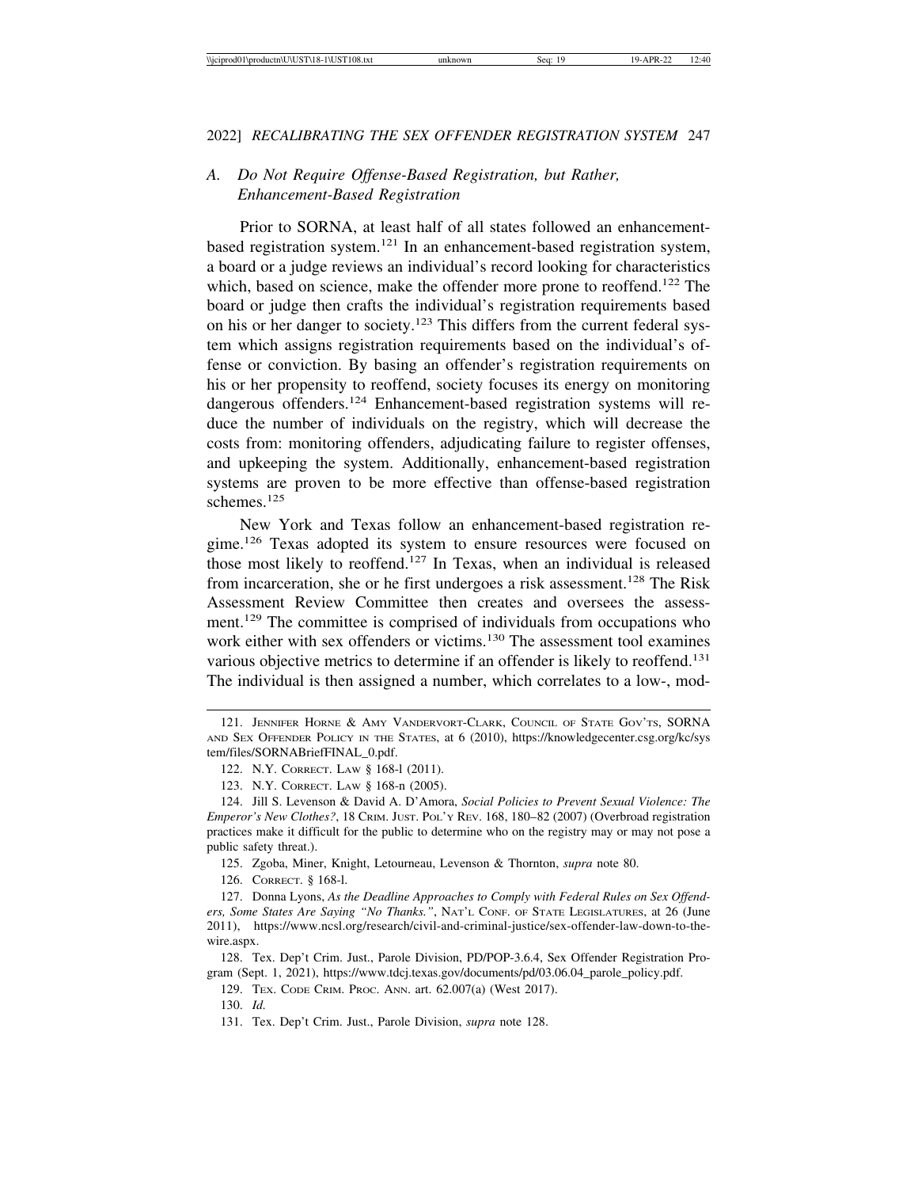### A. *Do Not Require Offense-Based Registration, but Rather, Enhancement-Based Registration*

Prior to SORNA, at least half of all states followed an enhancement-based registration system.[121] In an enhancement-based registration system, a board or a judge reviews an individual's record looking for characteristics which, based on science, make the offender more prone to reoffend.[122] The board or judge then crafts the individual's registration requirements based on his or her danger to society.[123] This differs from the current federal system which assigns registration requirements based on the individual's offense or conviction. By basing an offender's registration requirements on his or her propensity to reoffend, society focuses its energy on monitoring dangerous offenders.[124] Enhancement-based registration systems will reduce the number of individuals on the registry, which will decrease the costs from: monitoring offenders, adjudicating failure to register offenses, and upkeeping the system. Additionally, enhancement-based registration systems are proven to be more effective than offense-based registration schemes.[125]

New York and Texas follow an enhancement-based registration regime.[126] Texas adopted its system to ensure resources were focused on those most likely to reoffend.[127] In Texas, when an individual is released from incarceration, she or he first undergoes a risk assessment.[128] The Risk Assessment Review Committee then creates and oversees the assessment.[129] The committee is comprised of individuals from occupations who work either with sex offenders or victims.[130] The assessment tool examines various objective metrics to determine if an offender is likely to reoffend.[131] The individual is then assigned a number, which correlates to a low-, mod-

---

121. Jennifer Horne & Amy Vandervort-Clark, Council of State Gov'ts, SORNA and Sex Offender Policy in the States, at 6 (2010), https://knowledgecenter.csg.org/kc/system/files/SORNABriefFINAL_0.pdf.

122. N.Y. Correct. Law § 168-l (2011).

123. N.Y. Correct. Law § 168-n (2005).

124. Jill S. Levenson & David A. D'Amora, *Social Policies to Prevent Sexual Violence: The Emperor's New Clothes?*, 18 Crim. Just. Pol'y Rev. 168, 180–82 (2007) (Overbroad registration practices make it difficult for the public to determine who on the registry may or may not pose a public safety threat.).

125. Zgoba, Miner, Knight, Letourneau, Levenson & Thornton, *supra* note 80.

126. Correct. § 168-l.

127. Donna Lyons, *As the Deadline Approaches to Comply with Federal Rules on Sex Offenders, Some States Are Saying "No Thanks."*, Nat'l Conf. of State Legislatures, at 26 (June 2011), https://www.ncsl.org/research/civil-and-criminal-justice/sex-offender-law-down-to-the-wire.aspx.

128. Tex. Dep't Crim. Just., Parole Division, PD/POP-3.6.4, Sex Offender Registration Program (Sept. 1, 2021), https://www.tdcj.texas.gov/documents/pd/03.06.04_parole_policy.pdf.

129. Tex. Code Crim. Proc. Ann. art. 62.007(a) (West 2017).

130. *Id.*

131. Tex. Dep't Crim. Just., Parole Division, *supra* note 128.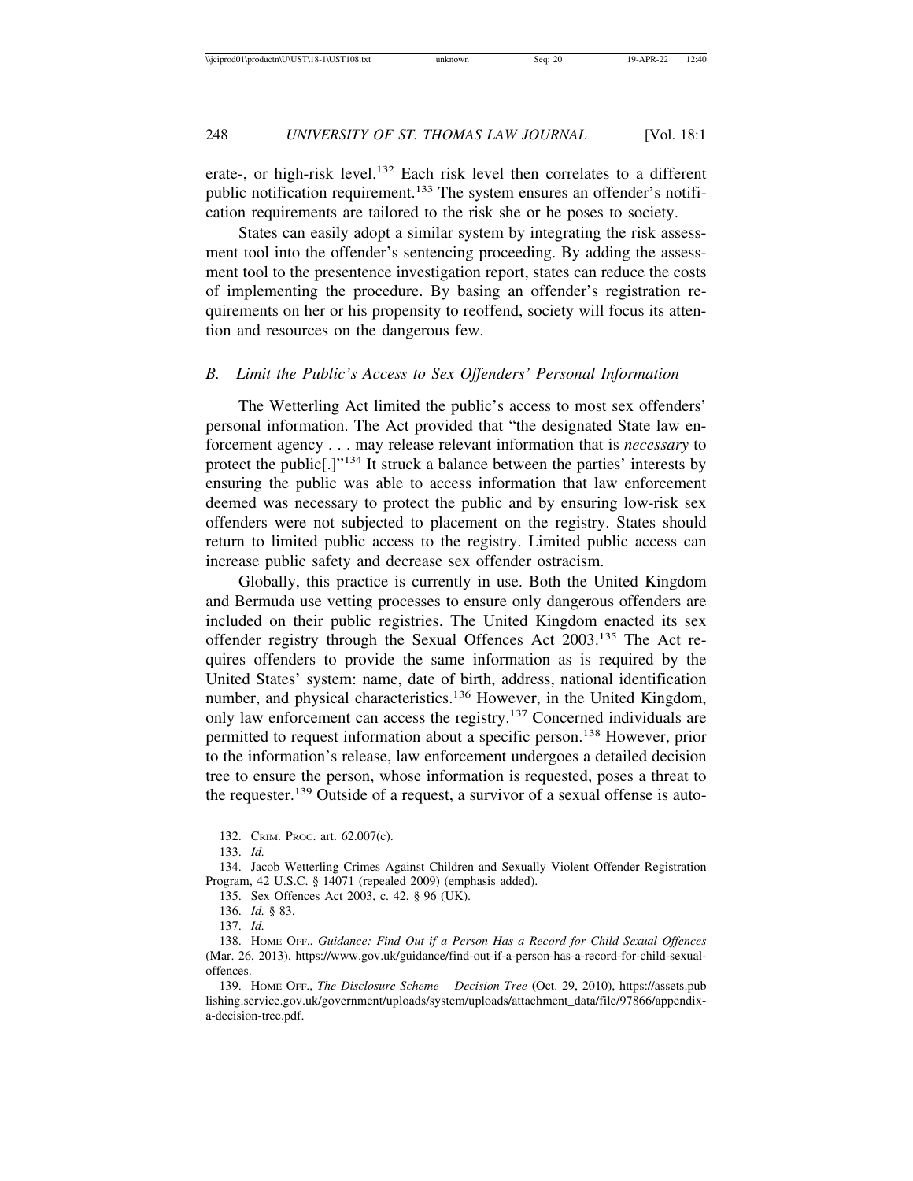erate-, or high-risk level.[132] Each risk level then correlates to a different public notification requirement.[133] The system ensures an offender's notification requirements are tailored to the risk she or he poses to society.

States can easily adopt a similar system by integrating the risk assessment tool into the offender's sentencing proceeding. By adding the assessment tool to the presentence investigation report, states can reduce the costs of implementing the procedure. By basing an offender's registration requirements on her or his propensity to reoffend, society will focus its attention and resources on the dangerous few.

### *B. Limit the Public's Access to Sex Offenders' Personal Information*

The Wetterling Act limited the public's access to most sex offenders' personal information. The Act provided that "the designated State law enforcement agency . . . may release relevant information that is *necessary* to protect the public[.]"[134] It struck a balance between the parties' interests by ensuring the public was able to access information that law enforcement deemed was necessary to protect the public and by ensuring low-risk sex offenders were not subjected to placement on the registry. States should return to limited public access to the registry. Limited public access can increase public safety and decrease sex offender ostracism.

Globally, this practice is currently in use. Both the United Kingdom and Bermuda use vetting processes to ensure only dangerous offenders are included on their public registries. The United Kingdom enacted its sex offender registry through the Sexual Offences Act 2003.[135] The Act requires offenders to provide the same information as is required by the United States' system: name, date of birth, address, national identification number, and physical characteristics.[136] However, in the United Kingdom, only law enforcement can access the registry.[137] Concerned individuals are permitted to request information about a specific person.[138] However, prior to the information's release, law enforcement undergoes a detailed decision tree to ensure the person, whose information is requested, poses a threat to the requester.[139] Outside of a request, a survivor of a sexual offense is auto-

---

132. CRIM. PROC. art. 62.007(c).

133. *Id.*

134. Jacob Wetterling Crimes Against Children and Sexually Violent Offender Registration Program, 42 U.S.C. § 14071 (repealed 2009) (emphasis added).

135. Sex Offences Act 2003, c. 42, § 96 (UK).

136. *Id.* § 83.

137. *Id.*

138. HOME OFF., *Guidance: Find Out if a Person Has a Record for Child Sexual Offences* (Mar. 26, 2013), https://www.gov.uk/guidance/find-out-if-a-person-has-a-record-for-child-sexual-offences.

139. HOME OFF., *The Disclosure Scheme – Decision Tree* (Oct. 29, 2010), https://assets.publishing.service.gov.uk/government/uploads/system/uploads/attachment_data/file/97866/appendix-a-decision-tree.pdf.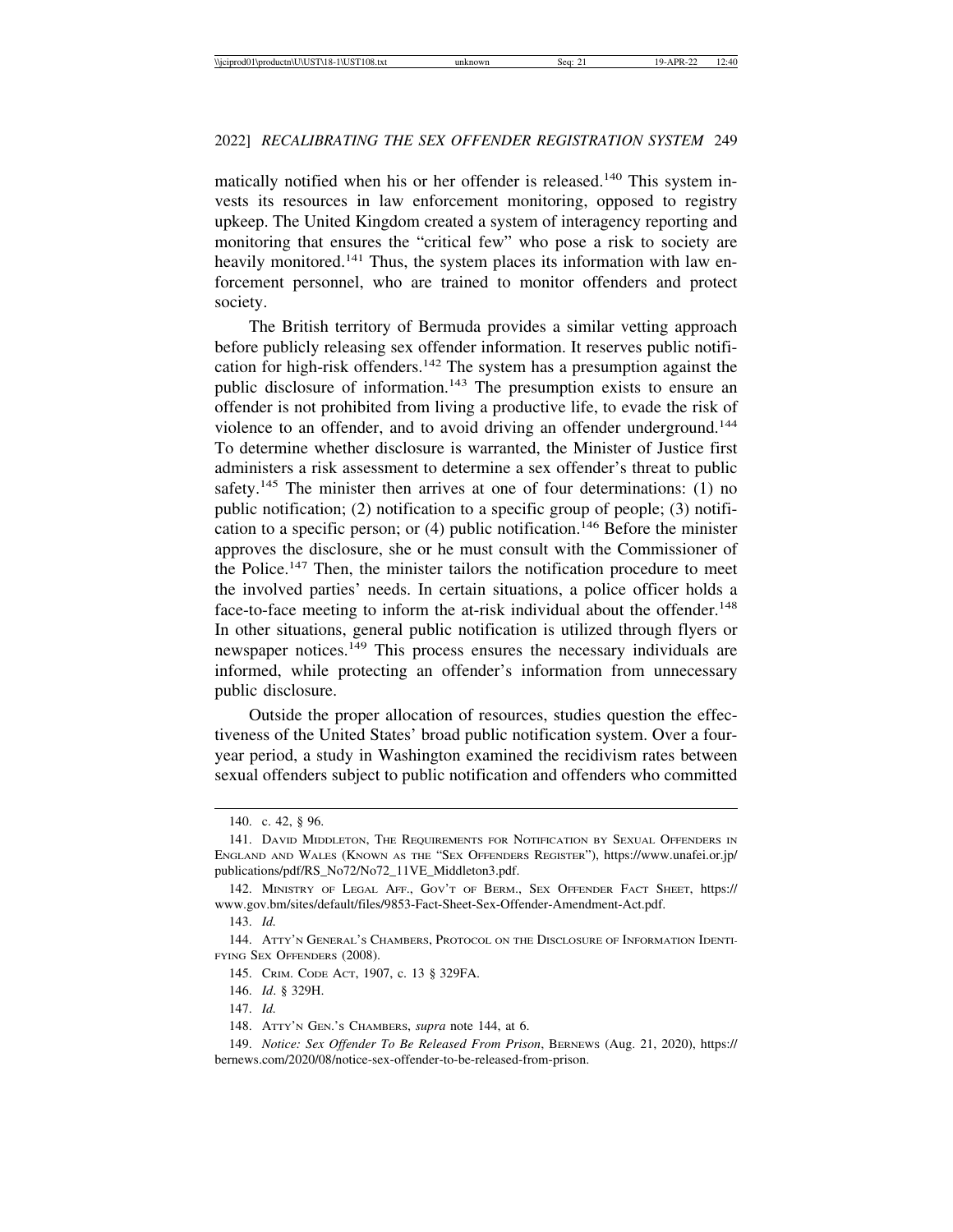matically notified when his or her offender is released.[140] This system invests its resources in law enforcement monitoring, opposed to registry upkeep. The United Kingdom created a system of interagency reporting and monitoring that ensures the "critical few" who pose a risk to society are heavily monitored.[141] Thus, the system places its information with law enforcement personnel, who are trained to monitor offenders and protect society.

The British territory of Bermuda provides a similar vetting approach before publicly releasing sex offender information. It reserves public notification for high-risk offenders.[142] The system has a presumption against the public disclosure of information.[143] The presumption exists to ensure an offender is not prohibited from living a productive life, to evade the risk of violence to an offender, and to avoid driving an offender underground.[144] To determine whether disclosure is warranted, the Minister of Justice first administers a risk assessment to determine a sex offender's threat to public safety.[145] The minister then arrives at one of four determinations: (1) no public notification; (2) notification to a specific group of people; (3) notification to a specific person; or (4) public notification.[146] Before the minister approves the disclosure, she or he must consult with the Commissioner of the Police.[147] Then, the minister tailors the notification procedure to meet the involved parties' needs. In certain situations, a police officer holds a face-to-face meeting to inform the at-risk individual about the offender.[148] In other situations, general public notification is utilized through flyers or newspaper notices.[149] This process ensures the necessary individuals are informed, while protecting an offender's information from unnecessary public disclosure.

Outside the proper allocation of resources, studies question the effectiveness of the United States' broad public notification system. Over a four-year period, a study in Washington examined the recidivism rates between sexual offenders subject to public notification and offenders who committed

---

140. c. 42, § 96.

141. David Middleton, The Requirements for Notification by Sexual Offenders in England and Wales (Known as the "Sex Offenders Register"), https://www.unafei.or.jp/publications/pdf/RS_No72/No72_11VE_Middleton3.pdf.

142. Ministry of Legal Aff., Gov't of Berm., Sex Offender Fact Sheet, https://www.gov.bm/sites/default/files/9853-Fact-Sheet-Sex-Offender-Amendment-Act.pdf.

143. *Id.*

144. Atty'n General's Chambers, Protocol on the Disclosure of Information Identifying Sex Offenders (2008).

145. Crim. Code Act, 1907, c. 13 § 329FA.

146. *Id*. § 329H.

147. *Id.*

148. Atty'n Gen.'s Chambers, *supra* note 144, at 6.

149. *Notice: Sex Offender To Be Released From Prison*, Bernews (Aug. 21, 2020), https://bernews.com/2020/08/notice-sex-offender-to-be-released-from-prison.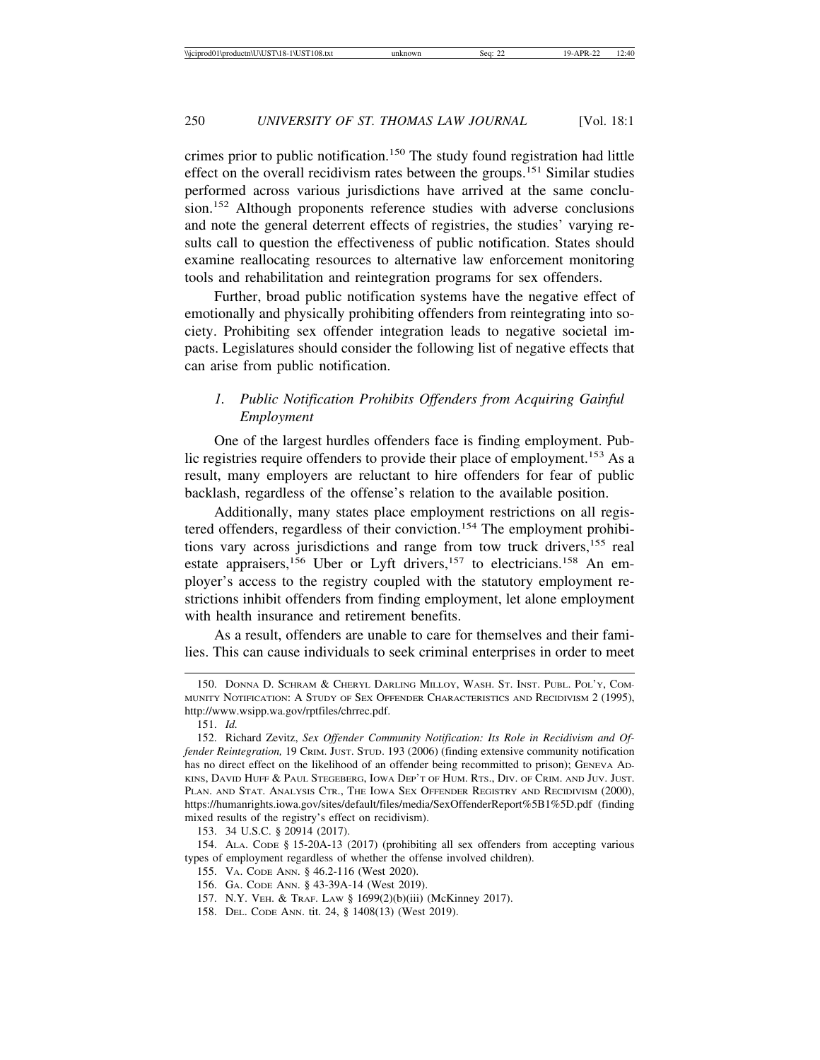crimes prior to public notification.[150] The study found registration had little effect on the overall recidivism rates between the groups.[151] Similar studies performed across various jurisdictions have arrived at the same conclusion.[152] Although proponents reference studies with adverse conclusions and note the general deterrent effects of registries, the studies' varying results call to question the effectiveness of public notification. States should examine reallocating resources to alternative law enforcement monitoring tools and rehabilitation and reintegration programs for sex offenders.

Further, broad public notification systems have the negative effect of emotionally and physically prohibiting offenders from reintegrating into society. Prohibiting sex offender integration leads to negative societal impacts. Legislatures should consider the following list of negative effects that can arise from public notification.

### *1. Public Notification Prohibits Offenders from Acquiring Gainful Employment*

One of the largest hurdles offenders face is finding employment. Public registries require offenders to provide their place of employment.[153] As a result, many employers are reluctant to hire offenders for fear of public backlash, regardless of the offense's relation to the available position.

Additionally, many states place employment restrictions on all registered offenders, regardless of their conviction.[154] The employment prohibitions vary across jurisdictions and range from tow truck drivers,[155] real estate appraisers,[156] Uber or Lyft drivers,[157] to electricians.[158] An employer's access to the registry coupled with the statutory employment restrictions inhibit offenders from finding employment, let alone employment with health insurance and retirement benefits.

As a result, offenders are unable to care for themselves and their families. This can cause individuals to seek criminal enterprises in order to meet

---

150. Donna D. Schram & Cheryl Darling Milloy, Wash. St. Inst. Publ. Pol'y, Community Notification: A Study of Sex Offender Characteristics and Recidivism 2 (1995), http://www.wsipp.wa.gov/rptfiles/chrrec.pdf.

151. *Id.*

152. Richard Zevitz, *Sex Offender Community Notification: Its Role in Recidivism and Offender Reintegration,* 19 Crim. Just. Stud. 193 (2006) (finding extensive community notification has no direct effect on the likelihood of an offender being recommitted to prison); Geneva Adkins, David Huff & Paul Stegeberg, Iowa Dep't of Hum. Rts., Div. of Crim. and Juv. Just. Plan. and Stat. Analysis Ctr., The Iowa Sex Offender Registry and Recidivism (2000), https://humanrights.iowa.gov/sites/default/files/media/SexOffenderReport%5B1%5D.pdf (finding mixed results of the registry's effect on recidivism).

153. 34 U.S.C. § 20914 (2017).

154. Ala. Code § 15-20A-13 (2017) (prohibiting all sex offenders from accepting various types of employment regardless of whether the offense involved children).

155. Va. Code Ann. § 46.2-116 (West 2020).

156. Ga. Code Ann. § 43-39A-14 (West 2019).

157. N.Y. Veh. & Traf. Law § 1699(2)(b)(iii) (McKinney 2017).

158. Del. Code Ann. tit. 24, § 1408(13) (West 2019).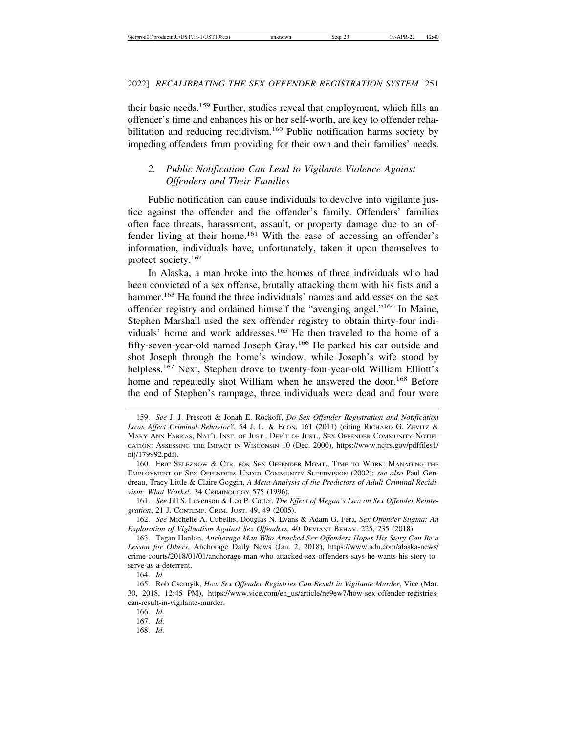their basic needs.[159] Further, studies reveal that employment, which fills an offender's time and enhances his or her self-worth, are key to offender rehabilitation and reducing recidivism.[160] Public notification harms society by impeding offenders from providing for their own and their families' needs.

### 2. *Public Notification Can Lead to Vigilante Violence Against Offenders and Their Families*

Public notification can cause individuals to devolve into vigilante justice against the offender and the offender's family. Offenders' families often face threats, harassment, assault, or property damage due to an offender living at their home.[161] With the ease of accessing an offender's information, individuals have, unfortunately, taken it upon themselves to protect society.[162]

In Alaska, a man broke into the homes of three individuals who had been convicted of a sex offense, brutally attacking them with his fists and a hammer.[163] He found the three individuals' names and addresses on the sex offender registry and ordained himself the "avenging angel."[164] In Maine, Stephen Marshall used the sex offender registry to obtain thirty-four individuals' home and work addresses.[165] He then traveled to the home of a fifty-seven-year-old named Joseph Gray.[166] He parked his car outside and shot Joseph through the home's window, while Joseph's wife stood by helpless.[167] Next, Stephen drove to twenty-four-year-old William Elliott's home and repeatedly shot William when he answered the door.[168] Before the end of Stephen's rampage, three individuals were dead and four were

---

159. *See* J. J. Prescott & Jonah E. Rockoff, *Do Sex Offender Registration and Notification Laws Affect Criminal Behavior?*, 54 J. L. & Econ. 161 (2011) (citing Richard G. Zevitz & Mary Ann Farkas, Nat'l Inst. of Just., Dep't of Just., Sex Offender Community Notification: Assessing the Impact in Wisconsin 10 (Dec. 2000), https://www.ncjrs.gov/pdffiles1/nij/179992.pdf).

160. Eric Seleznow & Ctr. for Sex Offender Mgmt., Time to Work: Managing the Employment of Sex Offenders Under Community Supervision (2002); *see also* Paul Gendreau, Tracy Little & Claire Goggin, *A Meta-Analysis of the Predictors of Adult Criminal Recidivism: What Works!*, 34 Criminology 575 (1996).

161. *See* Jill S. Levenson & Leo P. Cotter, *The Effect of Megan's Law on Sex Offender Reintegration*, 21 J. Contemp. Crim. Just. 49, 49 (2005).

162. *See* Michelle A. Cubellis, Douglas N. Evans & Adam G. Fera, *Sex Offender Stigma: An Exploration of Vigilantism Against Sex Offenders,* 40 Deviant Behav. 225, 235 (2018).

163. Tegan Hanlon, *Anchorage Man Who Attacked Sex Offenders Hopes His Story Can Be a Lesson for Others*, Anchorage Daily News (Jan. 2, 2018), https://www.adn.com/alaska-news/crime-courts/2018/01/01/anchorage-man-who-attacked-sex-offenders-says-he-wants-his-story-to-serve-as-a-deterrent.

164. *Id.*

165. Rob Csernyik, *How Sex Offender Registries Can Result in Vigilante Murder*, Vice (Mar. 30, 2018, 12:45 PM), https://www.vice.com/en_us/article/ne9ew7/how-sex-offender-registries-can-result-in-vigilante-murder.

166. *Id.*

167. *Id.*

168. *Id.*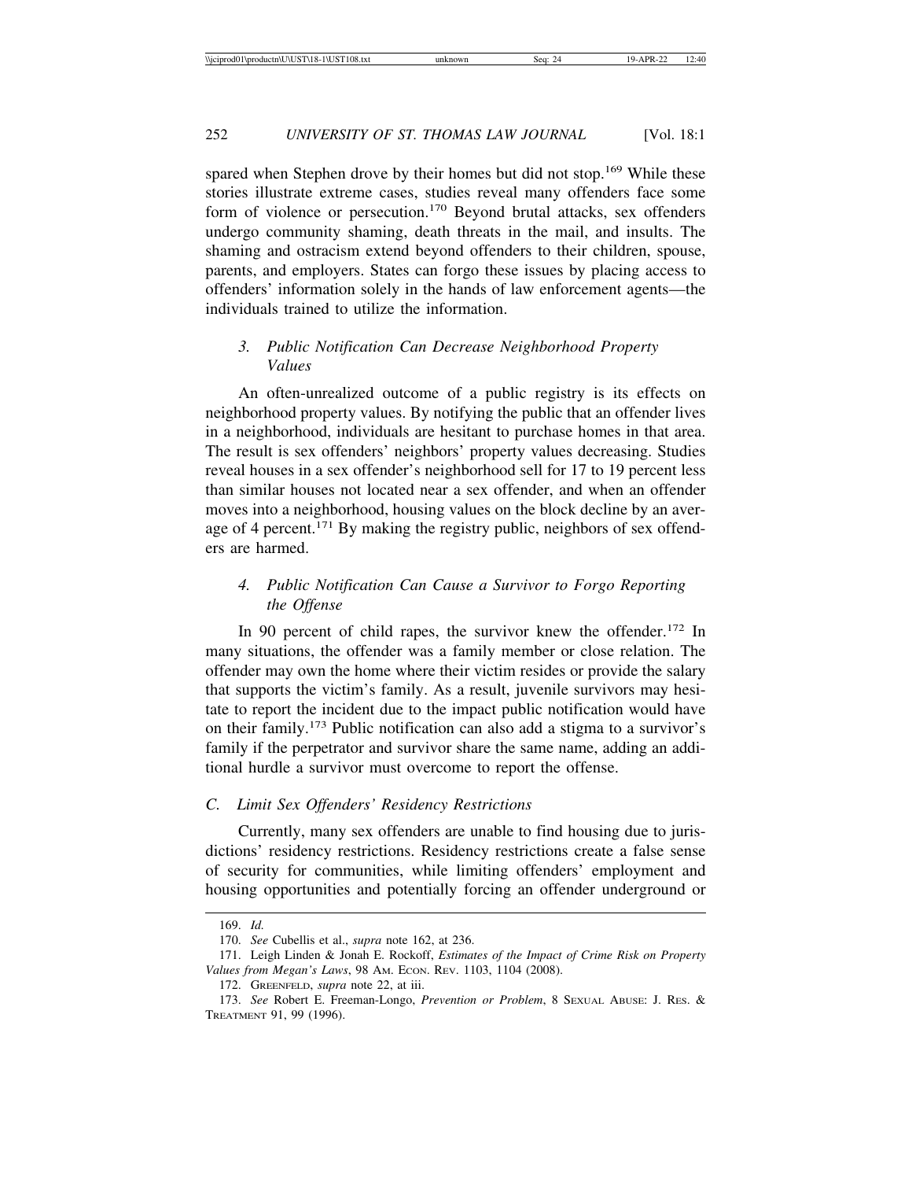spared when Stephen drove by their homes but did not stop.[169] While these stories illustrate extreme cases, studies reveal many offenders face some form of violence or persecution.[170] Beyond brutal attacks, sex offenders undergo community shaming, death threats in the mail, and insults. The shaming and ostracism extend beyond offenders to their children, spouse, parents, and employers. States can forgo these issues by placing access to offenders' information solely in the hands of law enforcement agents—the individuals trained to utilize the information.

### *3. Public Notification Can Decrease Neighborhood Property Values*

An often-unrealized outcome of a public registry is its effects on neighborhood property values. By notifying the public that an offender lives in a neighborhood, individuals are hesitant to purchase homes in that area. The result is sex offenders' neighbors' property values decreasing. Studies reveal houses in a sex offender's neighborhood sell for 17 to 19 percent less than similar houses not located near a sex offender, and when an offender moves into a neighborhood, housing values on the block decline by an average of 4 percent.[171] By making the registry public, neighbors of sex offenders are harmed.

### *4. Public Notification Can Cause a Survivor to Forgo Reporting the Offense*

In 90 percent of child rapes, the survivor knew the offender.[172] In many situations, the offender was a family member or close relation. The offender may own the home where their victim resides or provide the salary that supports the victim's family. As a result, juvenile survivors may hesitate to report the incident due to the impact public notification would have on their family.[173] Public notification can also add a stigma to a survivor's family if the perpetrator and survivor share the same name, adding an additional hurdle a survivor must overcome to report the offense.

## *C. Limit Sex Offenders' Residency Restrictions*

Currently, many sex offenders are unable to find housing due to jurisdictions' residency restrictions. Residency restrictions create a false sense of security for communities, while limiting offenders' employment and housing opportunities and potentially forcing an offender underground or

---

169. *Id.*

170. *See* Cubellis et al., *supra* note 162, at 236.

171. Leigh Linden & Jonah E. Rockoff, *Estimates of the Impact of Crime Risk on Property Values from Megan's Laws*, 98 Am. Econ. Rev. 1103, 1104 (2008).

172. Greenfeld, *supra* note 22, at iii.

173. *See* Robert E. Freeman-Longo, *Prevention or Problem*, 8 Sexual Abuse: J. Res. & Treatment 91, 99 (1996).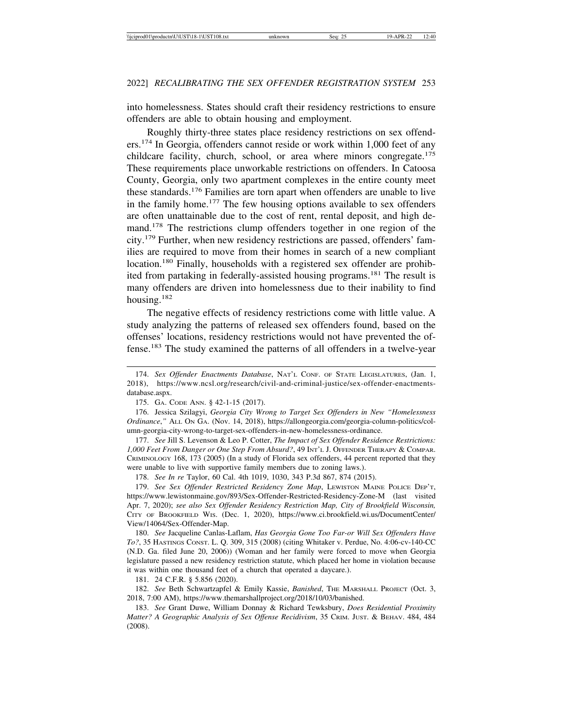into homelessness. States should craft their residency restrictions to ensure offenders are able to obtain housing and employment.

Roughly thirty-three states place residency restrictions on sex offenders.[174] In Georgia, offenders cannot reside or work within 1,000 feet of any childcare facility, church, school, or area where minors congregate.[175] These requirements place unworkable restrictions on offenders. In Catoosa County, Georgia, only two apartment complexes in the entire county meet these standards.[176] Families are torn apart when offenders are unable to live in the family home.[177] The few housing options available to sex offenders are often unattainable due to the cost of rent, rental deposit, and high demand.[178] The restrictions clump offenders together in one region of the city.[179] Further, when new residency restrictions are passed, offenders' families are required to move from their homes in search of a new compliant location.[180] Finally, households with a registered sex offender are prohibited from partaking in federally-assisted housing programs.[181] The result is many offenders are driven into homelessness due to their inability to find housing.[182]

The negative effects of residency restrictions come with little value. A study analyzing the patterns of released sex offenders found, based on the offenses' locations, residency restrictions would not have prevented the offense.[183] The study examined the patterns of all offenders in a twelve-year

---

174. *Sex Offender Enactments Database*, NAT'L CONF. OF STATE LEGISLATURES, (Jan. 1, 2018), https://www.ncsl.org/research/civil-and-criminal-justice/sex-offender-enactments-database.aspx.

175. GA. CODE ANN. § 42-1-15 (2017).

176. Jessica Szilagyi, *Georgia City Wrong to Target Sex Offenders in New "Homelessness Ordinance*,*"* ALL ON GA. (Nov. 14, 2018), https://allongeorgia.com/georgia-column-politics/column-georgia-city-wrong-to-target-sex-offenders-in-new-homelessness-ordinance.

177. *See* Jill S. Levenson & Leo P. Cotter, *The Impact of Sex Offender Residence Restrictions: 1,000 Feet From Danger or One Step From Absurd?*, 49 INT'L J. OFFENDER THERAPY & COMPAR. CRIMINOLOGY 168, 173 (2005) (In a study of Florida sex offenders, 44 percent reported that they were unable to live with supportive family members due to zoning laws.).

178. *See In re* Taylor, 60 Cal. 4th 1019, 1030, 343 P.3d 867, 874 (2015).

179. *See Sex Offender Restricted Residency Zone Map*, LEWISTON MAINE POLICE DEP'T, https://www.lewistonmaine.gov/893/Sex-Offender-Restricted-Residency-Zone-M (last visited Apr. 7, 2020); *see also Sex Offender Residency Restriction Map, City of Brookfield Wisconsin,* CITY OF BROOKFIELD WIS. (Dec. 1, 2020), https://www.ci.brookfield.wi.us/DocumentCenter/View/14064/Sex-Offender-Map.

180. *See* Jacqueline Canlas-Laflam, *Has Georgia Gone Too Far-or Will Sex Offenders Have To?*, 35 HASTINGS CONST. L. Q. 309, 315 (2008) (citing Whitaker v. Perdue, No. 4:06-cv-140-CC (N.D. Ga. filed June 20, 2006)) (Woman and her family were forced to move when Georgia legislature passed a new residency restriction statute, which placed her home in violation because it was within one thousand feet of a church that operated a daycare.).

181. 24 C.F.R. § 5.856 (2020).

182. *See* Beth Schwartzapfel & Emily Kassie, *Banished*, THE MARSHALL PROJECT (Oct. 3, 2018, 7:00 AM), https://www.themarshallproject.org/2018/10/03/banished.

183. *See* Grant Duwe, William Donnay & Richard Tewksbury, *Does Residential Proximity Matter? A Geographic Analysis of Sex Offense Recidivism*, 35 CRIM. JUST. & BEHAV. 484, 484 (2008).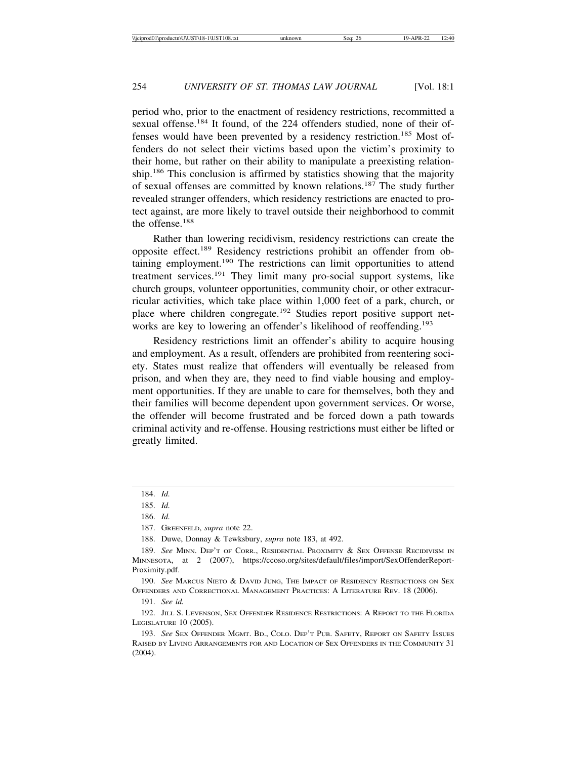period who, prior to the enactment of residency restrictions, recommitted a sexual offense.[184] It found, of the 224 offenders studied, none of their offenses would have been prevented by a residency restriction.[185] Most offenders do not select their victims based upon the victim's proximity to their home, but rather on their ability to manipulate a preexisting relationship.[186] This conclusion is affirmed by statistics showing that the majority of sexual offenses are committed by known relations.[187] The study further revealed stranger offenders, which residency restrictions are enacted to protect against, are more likely to travel outside their neighborhood to commit the offense.[188]

Rather than lowering recidivism, residency restrictions can create the opposite effect.[189] Residency restrictions prohibit an offender from obtaining employment.[190] The restrictions can limit opportunities to attend treatment services.[191] They limit many pro-social support systems, like church groups, volunteer opportunities, community choir, or other extracurricular activities, which take place within 1,000 feet of a park, church, or place where children congregate.[192] Studies report positive support networks are key to lowering an offender's likelihood of reoffending.[193]

Residency restrictions limit an offender's ability to acquire housing and employment. As a result, offenders are prohibited from reentering society. States must realize that offenders will eventually be released from prison, and when they are, they need to find viable housing and employment opportunities. If they are unable to care for themselves, both they and their families will become dependent upon government services. Or worse, the offender will become frustrated and be forced down a path towards criminal activity and re-offense. Housing restrictions must either be lifted or greatly limited.

---

184. *Id.*

185. *Id.*

186. *Id.*

187. Greenfeld, *supra* note 22.

188. Duwe, Donnay & Tewksbury, *supra* note 183, at 492.

189. *See* Minn. Dep't of Corr., Residential Proximity & Sex Offense Recidivism in Minnesota, at 2 (2007), https://ccoso.org/sites/default/files/import/SexOffenderReport-Proximity.pdf.

190. *See* Marcus Nieto & David Jung, The Impact of Residency Restrictions on Sex Offenders and Correctional Management Practices: A Literature Rev. 18 (2006).

191. *See id.*

192. Jill S. Levenson, Sex Offender Residence Restrictions: A Report to the Florida Legislature 10 (2005).

193. *See* Sex Offender Mgmt. Bd., Colo. Dep't Pub. Safety, Report on Safety Issues Raised by Living Arrangements for and Location of Sex Offenders in the Community 31 (2004).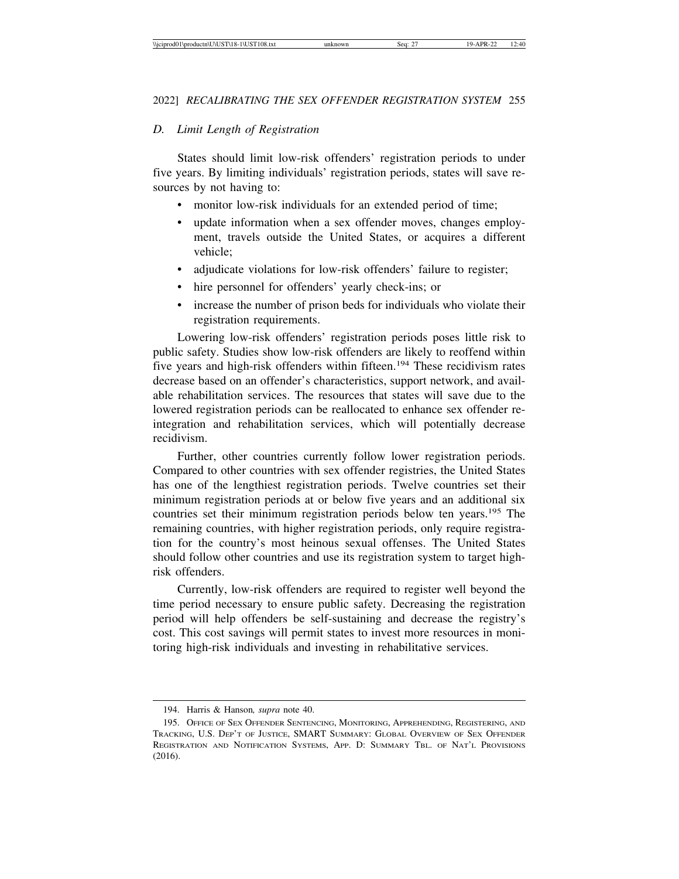### *D. Limit Length of Registration*

States should limit low-risk offenders' registration periods to under five years. By limiting individuals' registration periods, states will save resources by not having to:

- monitor low-risk individuals for an extended period of time;
- update information when a sex offender moves, changes employment, travels outside the United States, or acquires a different vehicle;
- adjudicate violations for low-risk offenders' failure to register;
- hire personnel for offenders' yearly check-ins; or
- increase the number of prison beds for individuals who violate their registration requirements.

Lowering low-risk offenders' registration periods poses little risk to public safety. Studies show low-risk offenders are likely to reoffend within five years and high-risk offenders within fifteen.[194] These recidivism rates decrease based on an offender's characteristics, support network, and available rehabilitation services. The resources that states will save due to the lowered registration periods can be reallocated to enhance sex offender reintegration and rehabilitation services, which will potentially decrease recidivism.

Further, other countries currently follow lower registration periods. Compared to other countries with sex offender registries, the United States has one of the lengthiest registration periods. Twelve countries set their minimum registration periods at or below five years and an additional six countries set their minimum registration periods below ten years.[195] The remaining countries, with higher registration periods, only require registration for the country's most heinous sexual offenses. The United States should follow other countries and use its registration system to target high-risk offenders.

Currently, low-risk offenders are required to register well beyond the time period necessary to ensure public safety. Decreasing the registration period will help offenders be self-sustaining and decrease the registry's cost. This cost savings will permit states to invest more resources in monitoring high-risk individuals and investing in rehabilitative services.

---

194. Harris & Hanson, *supra* note 40.

195. OFFICE OF SEX OFFENDER SENTENCING, MONITORING, APPREHENDING, REGISTERING, AND TRACKING, U.S. DEP'T OF JUSTICE, SMART SUMMARY: GLOBAL OVERVIEW OF SEX OFFENDER REGISTRATION AND NOTIFICATION SYSTEMS, APP. D: SUMMARY TBL. OF NAT'L PROVISIONS (2016).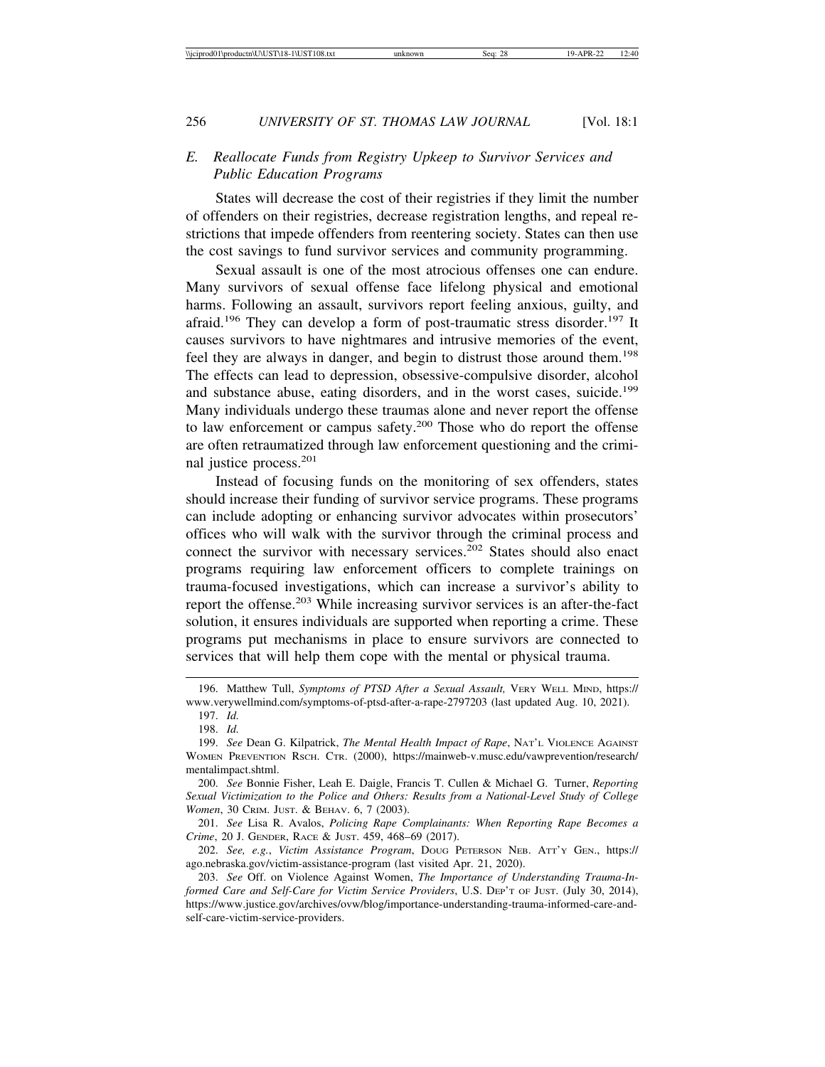### *E. Reallocate Funds from Registry Upkeep to Survivor Services and Public Education Programs*

States will decrease the cost of their registries if they limit the number of offenders on their registries, decrease registration lengths, and repeal restrictions that impede offenders from reentering society. States can then use the cost savings to fund survivor services and community programming.

Sexual assault is one of the most atrocious offenses one can endure. Many survivors of sexual offense face lifelong physical and emotional harms. Following an assault, survivors report feeling anxious, guilty, and afraid.[196] They can develop a form of post-traumatic stress disorder.[197] It causes survivors to have nightmares and intrusive memories of the event, feel they are always in danger, and begin to distrust those around them.[198] The effects can lead to depression, obsessive-compulsive disorder, alcohol and substance abuse, eating disorders, and in the worst cases, suicide.[199] Many individuals undergo these traumas alone and never report the offense to law enforcement or campus safety.[200] Those who do report the offense are often retraumatized through law enforcement questioning and the criminal justice process.[201]

Instead of focusing funds on the monitoring of sex offenders, states should increase their funding of survivor service programs. These programs can include adopting or enhancing survivor advocates within prosecutors' offices who will walk with the survivor through the criminal process and connect the survivor with necessary services.[202] States should also enact programs requiring law enforcement officers to complete trainings on trauma-focused investigations, which can increase a survivor's ability to report the offense.[203] While increasing survivor services is an after-the-fact solution, it ensures individuals are supported when reporting a crime. These programs put mechanisms in place to ensure survivors are connected to services that will help them cope with the mental or physical trauma.

---

196. Matthew Tull, *Symptoms of PTSD After a Sexual Assault,* VERY WELL MIND, https://www.verywellmind.com/symptoms-of-ptsd-after-a-rape-2797203 (last updated Aug. 10, 2021).

197. *Id.*

198. *Id.*

199. *See* Dean G. Kilpatrick, *The Mental Health Impact of Rape*, NAT'L VIOLENCE AGAINST WOMEN PREVENTION RSCH. CTR. (2000), https://mainweb-v.musc.edu/vawprevention/research/mentalimpact.shtml.

200. *See* Bonnie Fisher, Leah E. Daigle, Francis T. Cullen & Michael G. Turner, *Reporting Sexual Victimization to the Police and Others: Results from a National-Level Study of College Women*, 30 CRIM. JUST. & BEHAV. 6, 7 (2003).

201. *See* Lisa R. Avalos, *Policing Rape Complainants: When Reporting Rape Becomes a Crime*, 20 J. GENDER, RACE & JUST. 459, 468–69 (2017).

202. *See, e.g.*, *Victim Assistance Program*, DOUG PETERSON NEB. ATT'Y GEN., https://ago.nebraska.gov/victim-assistance-program (last visited Apr. 21, 2020).

203. *See* Off. on Violence Against Women, *The Importance of Understanding Trauma-Informed Care and Self-Care for Victim Service Providers*, U.S. DEP'T OF JUST. (July 30, 2014), https://www.justice.gov/archives/ovw/blog/importance-understanding-trauma-informed-care-and-self-care-victim-service-providers.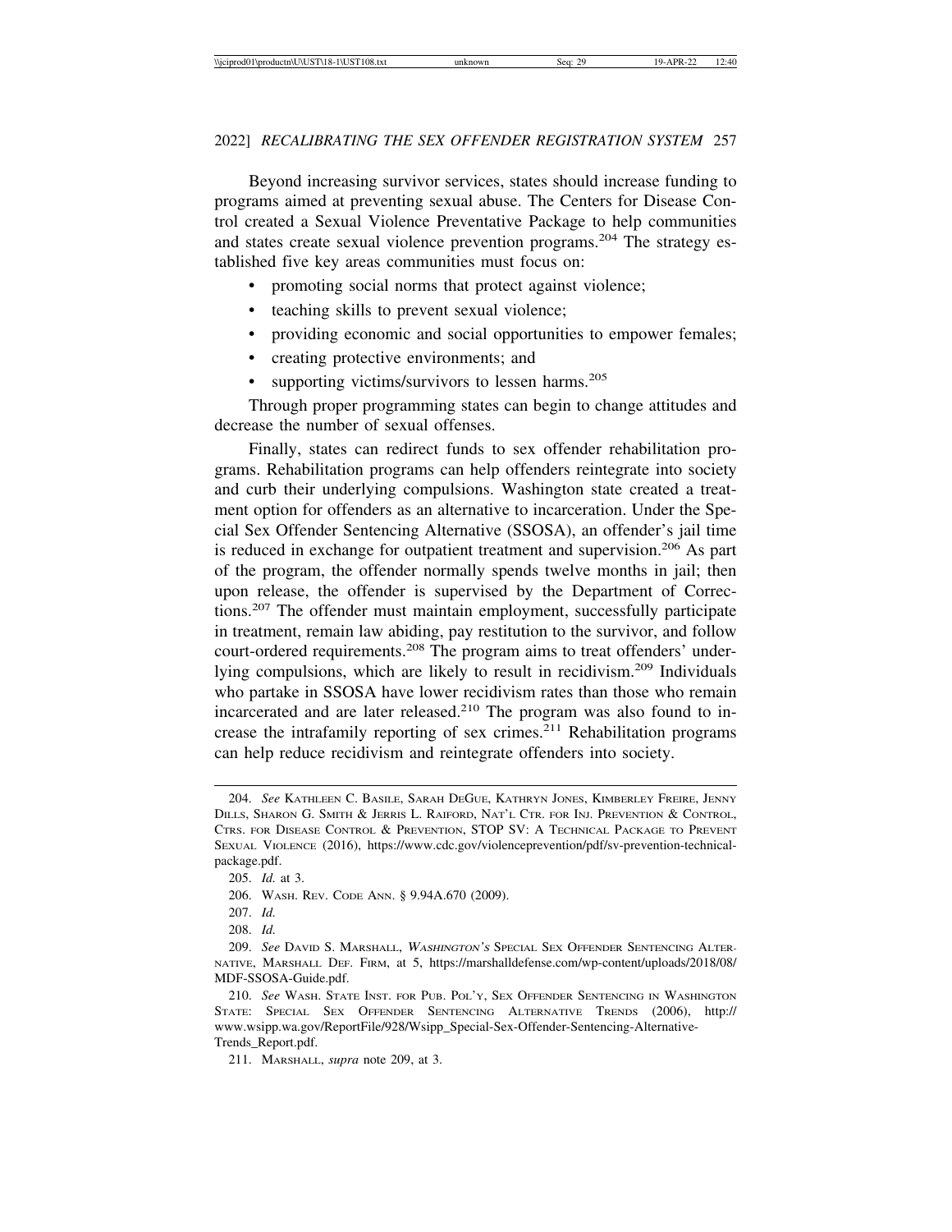Beyond increasing survivor services, states should increase funding to programs aimed at preventing sexual abuse. The Centers for Disease Control created a Sexual Violence Preventative Package to help communities and states create sexual violence prevention programs.[204] The strategy established five key areas communities must focus on:

- promoting social norms that protect against violence;
- teaching skills to prevent sexual violence;
- providing economic and social opportunities to empower females;
- creating protective environments; and
- supporting victims/survivors to lessen harms.[205]

Through proper programming states can begin to change attitudes and decrease the number of sexual offenses.

Finally, states can redirect funds to sex offender rehabilitation programs. Rehabilitation programs can help offenders reintegrate into society and curb their underlying compulsions. Washington state created a treatment option for offenders as an alternative to incarceration. Under the Special Sex Offender Sentencing Alternative (SSOSA), an offender's jail time is reduced in exchange for outpatient treatment and supervision.[206] As part of the program, the offender normally spends twelve months in jail; then upon release, the offender is supervised by the Department of Corrections.[207] The offender must maintain employment, successfully participate in treatment, remain law abiding, pay restitution to the survivor, and follow court-ordered requirements.[208] The program aims to treat offenders' underlying compulsions, which are likely to result in recidivism.[209] Individuals who partake in SSOSA have lower recidivism rates than those who remain incarcerated and are later released.[210] The program was also found to increase the intrafamily reporting of sex crimes.[211] Rehabilitation programs can help reduce recidivism and reintegrate offenders into society.

---

204. *See* KATHLEEN C. BASILE, SARAH DEGUE, KATHRYN JONES, KIMBERLEY FREIRE, JENNY DILLS, SHARON G. SMITH & JERRIS L. RAIFORD, NAT'L CTR. FOR INJ. PREVENTION & CONTROL, CTRS. FOR DISEASE CONTROL & PREVENTION, STOP SV: A TECHNICAL PACKAGE TO PREVENT SEXUAL VIOLENCE (2016), https://www.cdc.gov/violenceprevention/pdf/sv-prevention-technical-package.pdf.

205. *Id.* at 3.

206. WASH. REV. CODE ANN. § 9.94A.670 (2009).

207. *Id.*

208. *Id.*

209. *See* DAVID S. MARSHALL, *WASHINGTON'S* SPECIAL SEX OFFENDER SENTENCING ALTERNATIVE, MARSHALL DEF. FIRM, at 5, https://marshalldefense.com/wp-content/uploads/2018/08/MDF-SSOSA-Guide.pdf.

210. *See* WASH. STATE INST. FOR PUB. POL'Y, SEX OFFENDER SENTENCING IN WASHINGTON STATE: SPECIAL SEX OFFENDER SENTENCING ALTERNATIVE TRENDS (2006), http://www.wsipp.wa.gov/ReportFile/928/Wsipp_Special-Sex-Offender-Sentencing-Alternative-Trends_Report.pdf.

211. MARSHALL, *supra* note 209, at 3.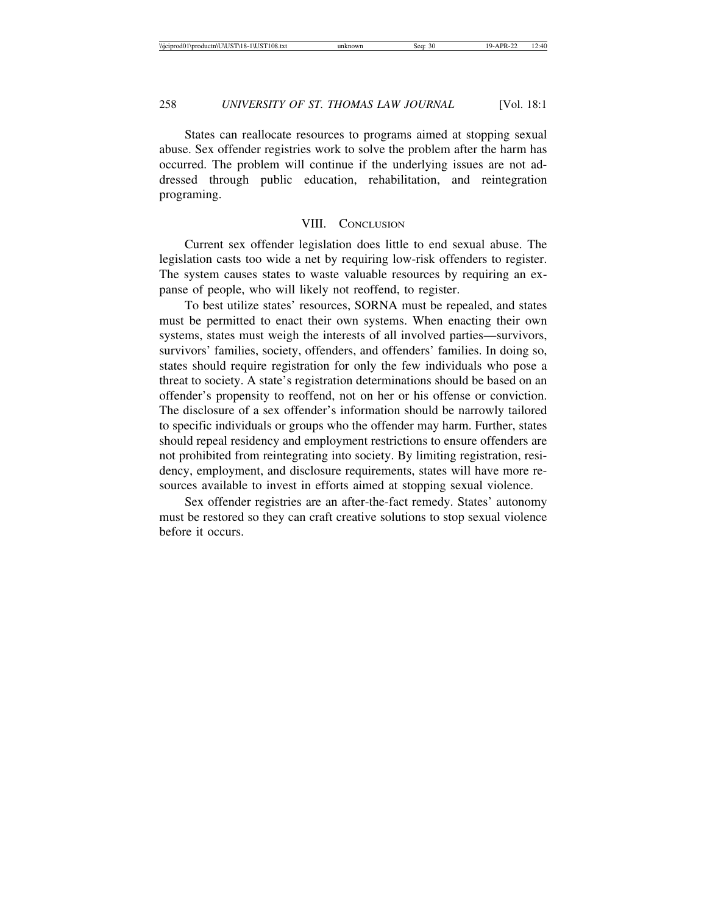States can reallocate resources to programs aimed at stopping sexual abuse. Sex offender registries work to solve the problem after the harm has occurred. The problem will continue if the underlying issues are not addressed through public education, rehabilitation, and reintegration programing.

## VIII. Conclusion

Current sex offender legislation does little to end sexual abuse. The legislation casts too wide a net by requiring low-risk offenders to register. The system causes states to waste valuable resources by requiring an expanse of people, who will likely not reoffend, to register.

To best utilize states' resources, SORNA must be repealed, and states must be permitted to enact their own systems. When enacting their own systems, states must weigh the interests of all involved parties—survivors, survivors' families, society, offenders, and offenders' families. In doing so, states should require registration for only the few individuals who pose a threat to society. A state's registration determinations should be based on an offender's propensity to reoffend, not on her or his offense or conviction. The disclosure of a sex offender's information should be narrowly tailored to specific individuals or groups who the offender may harm. Further, states should repeal residency and employment restrictions to ensure offenders are not prohibited from reintegrating into society. By limiting registration, residency, employment, and disclosure requirements, states will have more resources available to invest in efforts aimed at stopping sexual violence.

Sex offender registries are an after-the-fact remedy. States' autonomy must be restored so they can craft creative solutions to stop sexual violence before it occurs.